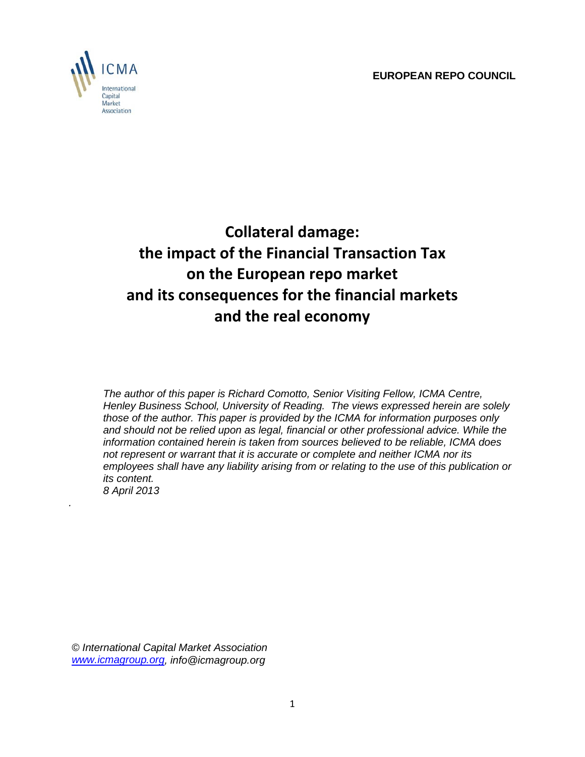ICMA

International Capital Market Association

**EUROPEAN REPO COUNCIL**

# Collateral damage: the impact of the Financial Transaction Tax on the European repo market and its consequences for the financial markets and the real economy

*The author of this paper is Richard Comotto, Senior Visiting Fellow, ICMA Centre, Henley Business School, University of Reading. The views expressed herein are solely those of the author. This paper is provided by the ICMA for information purposes only and should not be relied upon as legal, financial or other professional advice. While the information contained herein is taken from sources believed to be reliable, ICMA does not represent or warrant that it is accurate or complete and neither ICMA nor its employees shall have any liability arising from or relating to the use of this publication or its content.*

*8 April 2013*

© *International Capital Market Association*
*www.icmagroup.org, info@icmagroup.org*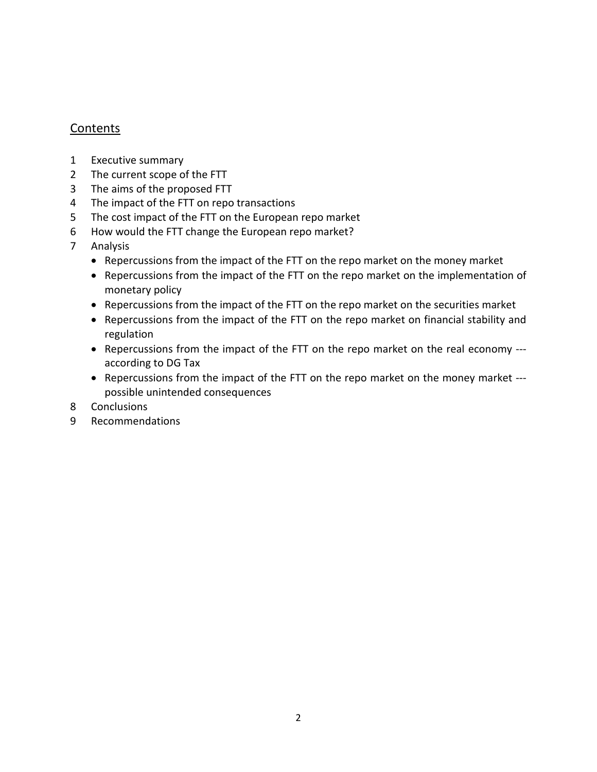## Contents

1 Executive summary
2 The current scope of the FTT
3 The aims of the proposed FTT
4 The impact of the FTT on repo transactions
5 The cost impact of the FTT on the European repo market
6 How would the FTT change the European repo market?
7 Analysis
   - Repercussions from the impact of the FTT on the repo market on the money market
   - Repercussions from the impact of the FTT on the repo market on the implementation of monetary policy
   - Repercussions from the impact of the FTT on the repo market on the securities market
   - Repercussions from the impact of the FTT on the repo market on financial stability and regulation
   - Repercussions from the impact of the FTT on the repo market on the real economy --- according to DG Tax
   - Repercussions from the impact of the FTT on the repo market on the money market --- possible unintended consequences
8 Conclusions
9 Recommendations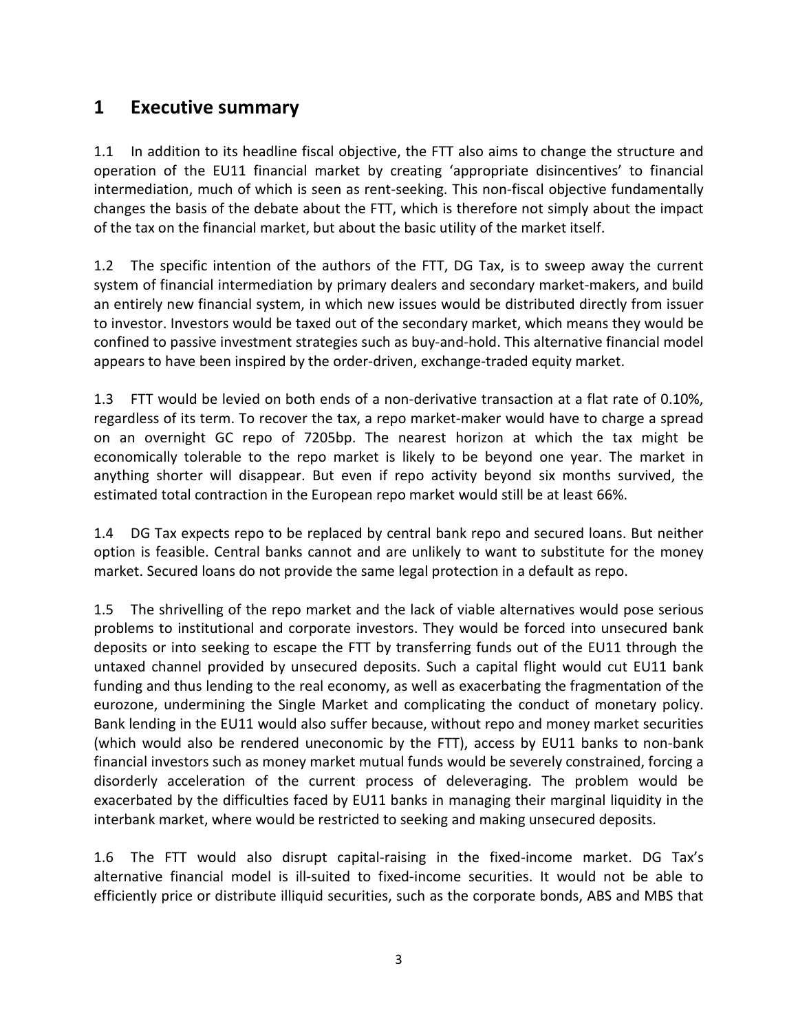# 1 Executive summary

1.1 In addition to its headline fiscal objective, the FTT also aims to change the structure and operation of the EU11 financial market by creating 'appropriate disincentives' to financial intermediation, much of which is seen as rent-seeking. This non-fiscal objective fundamentally changes the basis of the debate about the FTT, which is therefore not simply about the impact of the tax on the financial market, but about the basic utility of the market itself.

1.2 The specific intention of the authors of the FTT, DG Tax, is to sweep away the current system of financial intermediation by primary dealers and secondary market-makers, and build an entirely new financial system, in which new issues would be distributed directly from issuer to investor. Investors would be taxed out of the secondary market, which means they would be confined to passive investment strategies such as buy-and-hold. This alternative financial model appears to have been inspired by the order-driven, exchange-traded equity market.

1.3 FTT would be levied on both ends of a non-derivative transaction at a flat rate of 0.10%, regardless of its term. To recover the tax, a repo market-maker would have to charge a spread on an overnight GC repo of 7205bp. The nearest horizon at which the tax might be economically tolerable to the repo market is likely to be beyond one year. The market in anything shorter will disappear. But even if repo activity beyond six months survived, the estimated total contraction in the European repo market would still be at least 66%.

1.4 DG Tax expects repo to be replaced by central bank repo and secured loans. But neither option is feasible. Central banks cannot and are unlikely to want to substitute for the money market. Secured loans do not provide the same legal protection in a default as repo.

1.5 The shrivelling of the repo market and the lack of viable alternatives would pose serious problems to institutional and corporate investors. They would be forced into unsecured bank deposits or into seeking to escape the FTT by transferring funds out of the EU11 through the untaxed channel provided by unsecured deposits. Such a capital flight would cut EU11 bank funding and thus lending to the real economy, as well as exacerbating the fragmentation of the eurozone, undermining the Single Market and complicating the conduct of monetary policy. Bank lending in the EU11 would also suffer because, without repo and money market securities (which would also be rendered uneconomic by the FTT), access by EU11 banks to non-bank financial investors such as money market mutual funds would be severely constrained, forcing a disorderly acceleration of the current process of deleveraging. The problem would be exacerbated by the difficulties faced by EU11 banks in managing their marginal liquidity in the interbank market, where would be restricted to seeking and making unsecured deposits.

1.6 The FTT would also disrupt capital-raising in the fixed-income market. DG Tax's alternative financial model is ill-suited to fixed-income securities. It would not be able to efficiently price or distribute illiquid securities, such as the corporate bonds, ABS and MBS that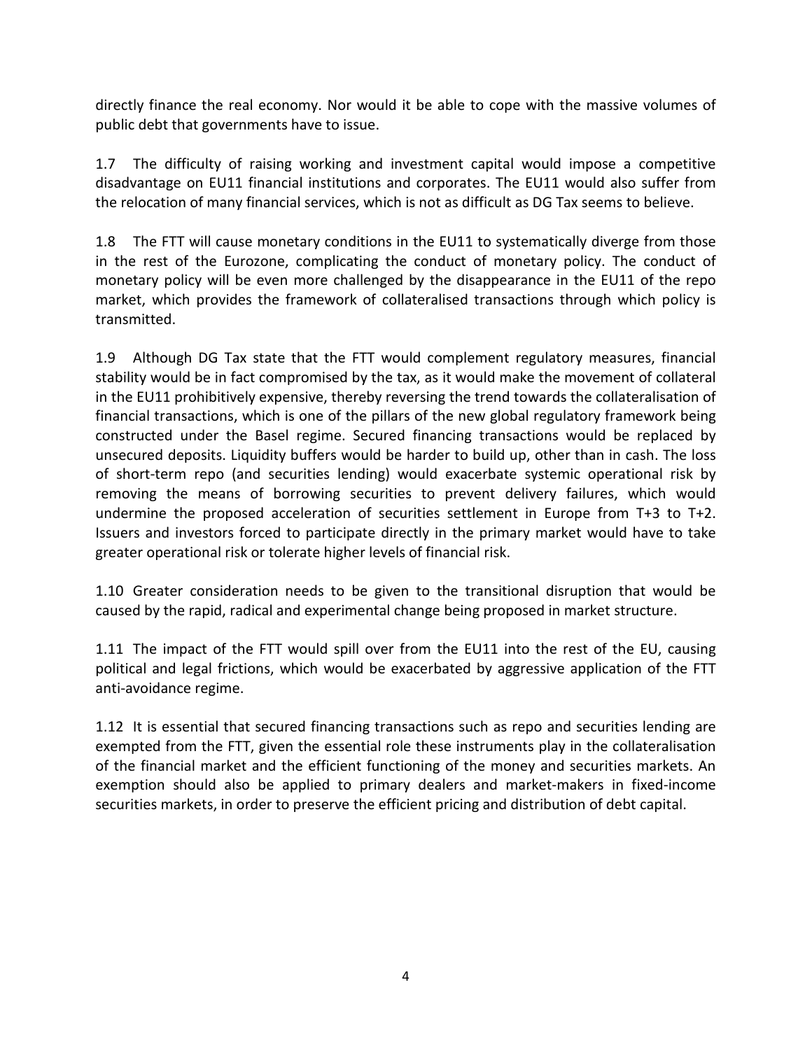directly finance the real economy. Nor would it be able to cope with the massive volumes of public debt that governments have to issue.

1.7 The difficulty of raising working and investment capital would impose a competitive disadvantage on EU11 financial institutions and corporates. The EU11 would also suffer from the relocation of many financial services, which is not as difficult as DG Tax seems to believe.

1.8 The FTT will cause monetary conditions in the EU11 to systematically diverge from those in the rest of the Eurozone, complicating the conduct of monetary policy. The conduct of monetary policy will be even more challenged by the disappearance in the EU11 of the repo market, which provides the framework of collateralised transactions through which policy is transmitted.

1.9 Although DG Tax state that the FTT would complement regulatory measures, financial stability would be in fact compromised by the tax, as it would make the movement of collateral in the EU11 prohibitively expensive, thereby reversing the trend towards the collateralisation of financial transactions, which is one of the pillars of the new global regulatory framework being constructed under the Basel regime. Secured financing transactions would be replaced by unsecured deposits. Liquidity buffers would be harder to build up, other than in cash. The loss of short-term repo (and securities lending) would exacerbate systemic operational risk by removing the means of borrowing securities to prevent delivery failures, which would undermine the proposed acceleration of securities settlement in Europe from T+3 to T+2. Issuers and investors forced to participate directly in the primary market would have to take greater operational risk or tolerate higher levels of financial risk.

1.10 Greater consideration needs to be given to the transitional disruption that would be caused by the rapid, radical and experimental change being proposed in market structure.

1.11 The impact of the FTT would spill over from the EU11 into the rest of the EU, causing political and legal frictions, which would be exacerbated by aggressive application of the FTT anti-avoidance regime.

1.12 It is essential that secured financing transactions such as repo and securities lending are exempted from the FTT, given the essential role these instruments play in the collateralisation of the financial market and the efficient functioning of the money and securities markets. An exemption should also be applied to primary dealers and market-makers in fixed-income securities markets, in order to preserve the efficient pricing and distribution of debt capital.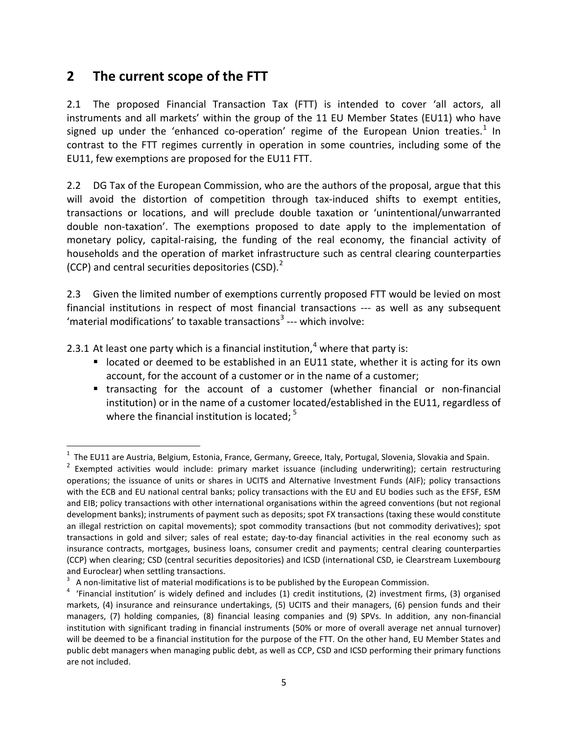## 2 The current scope of the FTT

2.1 The proposed Financial Transaction Tax (FTT) is intended to cover 'all actors, all instruments and all markets' within the group of the 11 EU Member States (EU11) who have signed up under the 'enhanced co-operation' regime of the European Union treaties.[1] In contrast to the FTT regimes currently in operation in some countries, including some of the EU11, few exemptions are proposed for the EU11 FTT.

2.2 DG Tax of the European Commission, who are the authors of the proposal, argue that this will avoid the distortion of competition through tax-induced shifts to exempt entities, transactions or locations, and will preclude double taxation or 'unintentional/unwarranted double non-taxation'. The exemptions proposed to date apply to the implementation of monetary policy, capital-raising, the funding of the real economy, the financial activity of households and the operation of market infrastructure such as central clearing counterparties (CCP) and central securities depositories (CSD).[2]

2.3 Given the limited number of exemptions currently proposed FTT would be levied on most financial institutions in respect of most financial transactions --- as well as any subsequent 'material modifications' to taxable transactions[3] --- which involve:

2.3.1 At least one party which is a financial institution,[4] where that party is:

- located or deemed to be established in an EU11 state, whether it is acting for its own account, for the account of a customer or in the name of a customer;
- transacting for the account of a customer (whether financial or non-financial institution) or in the name of a customer located/established in the EU11, regardless of where the financial institution is located; [5]

---

[1] The EU11 are Austria, Belgium, Estonia, France, Germany, Greece, Italy, Portugal, Slovenia, Slovakia and Spain.

[2] Exempted activities would include: primary market issuance (including underwriting); certain restructuring operations; the issuance of units or shares in UCITS and Alternative Investment Funds (AIF); policy transactions with the ECB and EU national central banks; policy transactions with the EU and EU bodies such as the EFSF, ESM and EIB; policy transactions with other international organisations within the agreed conventions (but not regional development banks); instruments of payment such as deposits; spot FX transactions (taxing these would constitute an illegal restriction on capital movements); spot commodity transactions (but not commodity derivatives); spot transactions in gold and silver; sales of real estate; day-to-day financial activities in the real economy such as insurance contracts, mortgages, business loans, consumer credit and payments; central clearing counterparties (CCP) when clearing; CSD (central securities depositories) and ICSD (international CSD, ie Clearstream Luxembourg and Euroclear) when settling transactions.

[3] A non-limitative list of material modifications is to be published by the European Commission.

[4] 'Financial institution' is widely defined and includes (1) credit institutions, (2) investment firms, (3) organised markets, (4) insurance and reinsurance undertakings, (5) UCITS and their managers, (6) pension funds and their managers, (7) holding companies, (8) financial leasing companies and (9) SPVs. In addition, any non-financial institution with significant trading in financial instruments (50% or more of overall average net annual turnover) will be deemed to be a financial institution for the purpose of the FTT. On the other hand, EU Member States and public debt managers when managing public debt, as well as CCP, CSD and ICSD performing their primary functions are not included.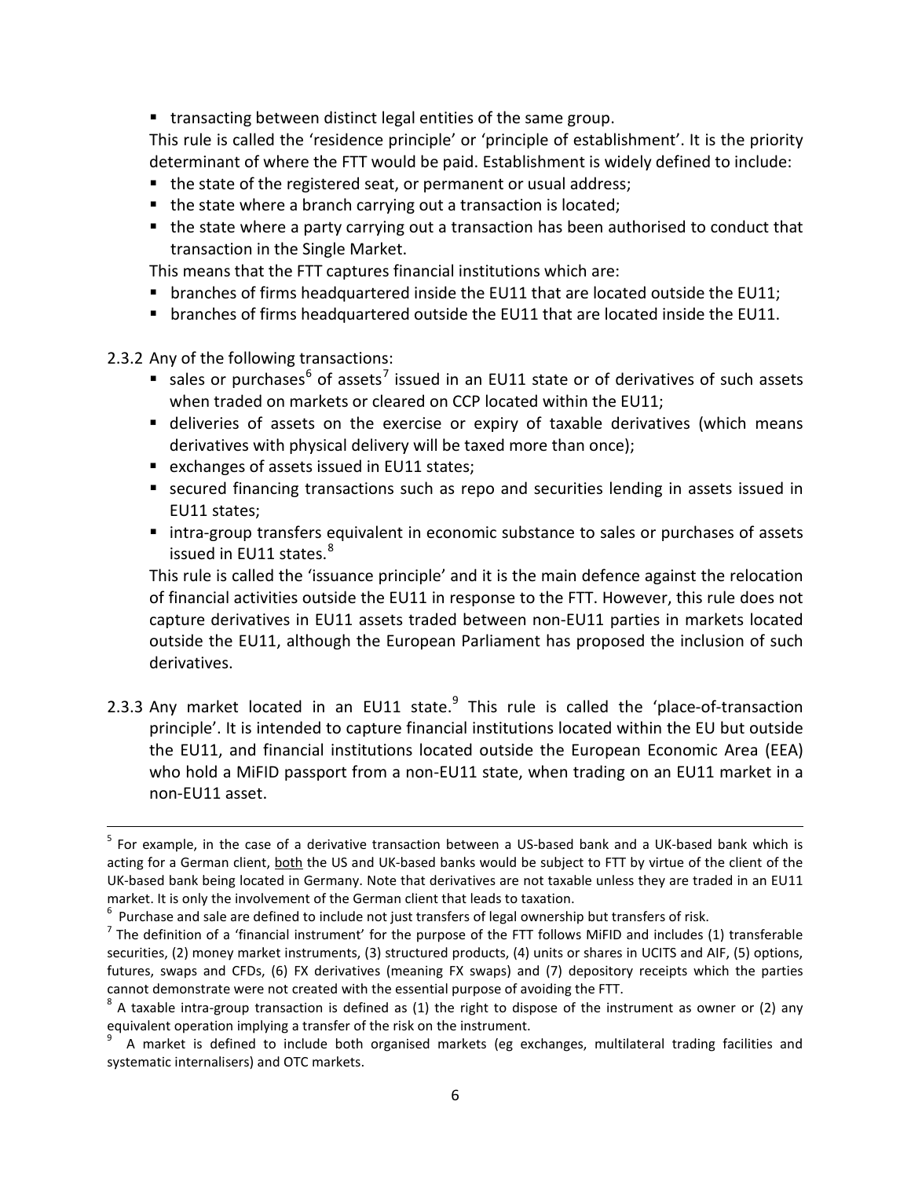- transacting between distinct legal entities of the same group.

This rule is called the 'residence principle' or 'principle of establishment'. It is the priority determinant of where the FTT would be paid. Establishment is widely defined to include:

- the state of the registered seat, or permanent or usual address;
- the state where a branch carrying out a transaction is located;
- the state where a party carrying out a transaction has been authorised to conduct that transaction in the Single Market.

This means that the FTT captures financial institutions which are:

- branches of firms headquartered inside the EU11 that are located outside the EU11;
- branches of firms headquartered outside the EU11 that are located inside the EU11.

2.3.2 Any of the following transactions:

- sales or purchases[6] of assets[7] issued in an EU11 state or of derivatives of such assets when traded on markets or cleared on CCP located within the EU11;
- deliveries of assets on the exercise or expiry of taxable derivatives (which means derivatives with physical delivery will be taxed more than once);
- exchanges of assets issued in EU11 states;
- secured financing transactions such as repo and securities lending in assets issued in EU11 states;
- intra-group transfers equivalent in economic substance to sales or purchases of assets issued in EU11 states.[8]

This rule is called the 'issuance principle' and it is the main defence against the relocation of financial activities outside the EU11 in response to the FTT. However, this rule does not capture derivatives in EU11 assets traded between non-EU11 parties in markets located outside the EU11, although the European Parliament has proposed the inclusion of such derivatives.

2.3.3 Any market located in an EU11 state.[9] This rule is called the 'place-of-transaction principle'. It is intended to capture financial institutions located within the EU but outside the EU11, and financial institutions located outside the European Economic Area (EEA) who hold a MiFID passport from a non-EU11 state, when trading on an EU11 market in a non-EU11 asset.

---

[5] For example, in the case of a derivative transaction between a US-based bank and a UK-based bank which is acting for a German client, both the US and UK-based banks would be subject to FTT by virtue of the client of the UK-based bank being located in Germany. Note that derivatives are not taxable unless they are traded in an EU11 market. It is only the involvement of the German client that leads to taxation.

[6] Purchase and sale are defined to include not just transfers of legal ownership but transfers of risk.

[7] The definition of a 'financial instrument' for the purpose of the FTT follows MiFID and includes (1) transferable securities, (2) money market instruments, (3) structured products, (4) units or shares in UCITS and AIF, (5) options, futures, swaps and CFDs, (6) FX derivatives (meaning FX swaps) and (7) depository receipts which the parties cannot demonstrate were not created with the essential purpose of avoiding the FTT.

[8] A taxable intra-group transaction is defined as (1) the right to dispose of the instrument as owner or (2) any equivalent operation implying a transfer of the risk on the instrument.

[9] A market is defined to include both organised markets (eg exchanges, multilateral trading facilities and systematic internalisers) and OTC markets.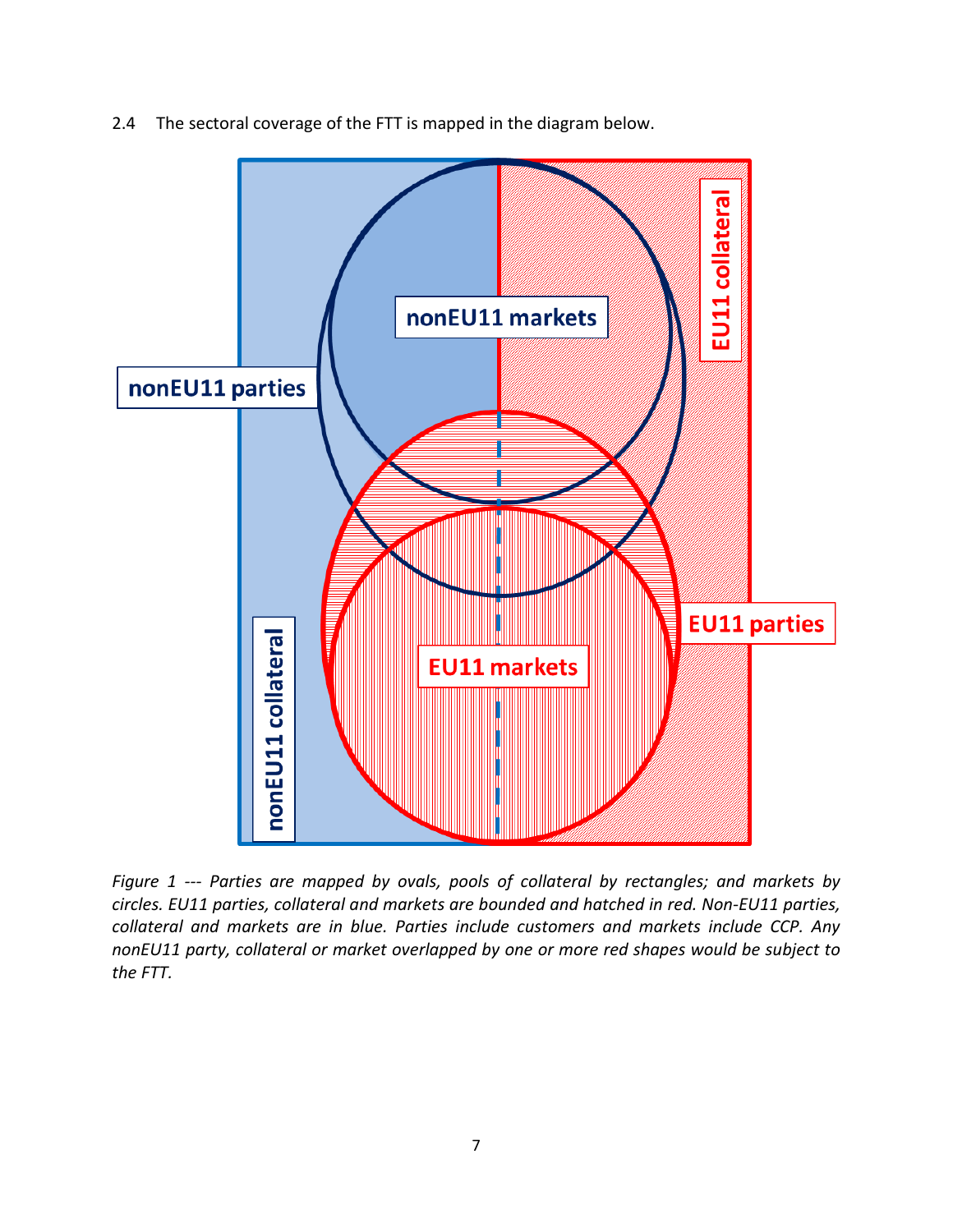2.4 The sectoral coverage of the FTT is mapped in the diagram below.

nonEU11 markets

EU11 collateral

nonEU11 parties

EU11 parties

EU11 markets

nonEU11 collateral

*Figure 1 --- Parties are mapped by ovals, pools of collateral by rectangles; and markets by circles. EU11 parties, collateral and markets are bounded and hatched in red. Non-EU11 parties, collateral and markets are in blue. Parties include customers and markets include CCP. Any nonEU11 party, collateral or market overlapped by one or more red shapes would be subject to the FTT.*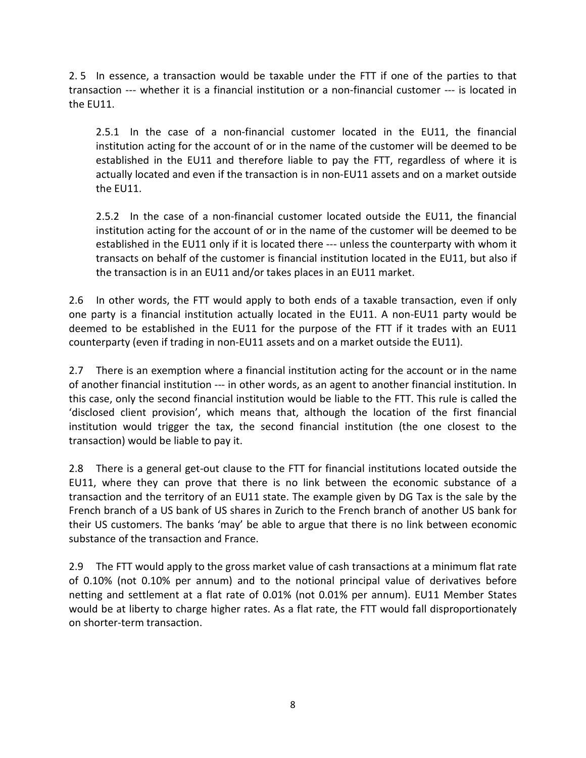2.5 In essence, a transaction would be taxable under the FTT if one of the parties to that transaction --- whether it is a financial institution or a non-financial customer --- is located in the EU11.

2.5.1 In the case of a non-financial customer located in the EU11, the financial institution acting for the account of or in the name of the customer will be deemed to be established in the EU11 and therefore liable to pay the FTT, regardless of where it is actually located and even if the transaction is in non-EU11 assets and on a market outside the EU11.

2.5.2 In the case of a non-financial customer located outside the EU11, the financial institution acting for the account of or in the name of the customer will be deemed to be established in the EU11 only if it is located there --- unless the counterparty with whom it transacts on behalf of the customer is financial institution located in the EU11, but also if the transaction is in an EU11 and/or takes places in an EU11 market.

2.6 In other words, the FTT would apply to both ends of a taxable transaction, even if only one party is a financial institution actually located in the EU11. A non-EU11 party would be deemed to be established in the EU11 for the purpose of the FTT if it trades with an EU11 counterparty (even if trading in non-EU11 assets and on a market outside the EU11).

2.7 There is an exemption where a financial institution acting for the account or in the name of another financial institution --- in other words, as an agent to another financial institution. In this case, only the second financial institution would be liable to the FTT. This rule is called the 'disclosed client provision', which means that, although the location of the first financial institution would trigger the tax, the second financial institution (the one closest to the transaction) would be liable to pay it.

2.8 There is a general get-out clause to the FTT for financial institutions located outside the EU11, where they can prove that there is no link between the economic substance of a transaction and the territory of an EU11 state. The example given by DG Tax is the sale by the French branch of a US bank of US shares in Zurich to the French branch of another US bank for their US customers. The banks 'may' be able to argue that there is no link between economic substance of the transaction and France.

2.9 The FTT would apply to the gross market value of cash transactions at a minimum flat rate of 0.10% (not 0.10% per annum) and to the notional principal value of derivatives before netting and settlement at a flat rate of 0.01% (not 0.01% per annum). EU11 Member States would be at liberty to charge higher rates. As a flat rate, the FTT would fall disproportionately on shorter-term transaction.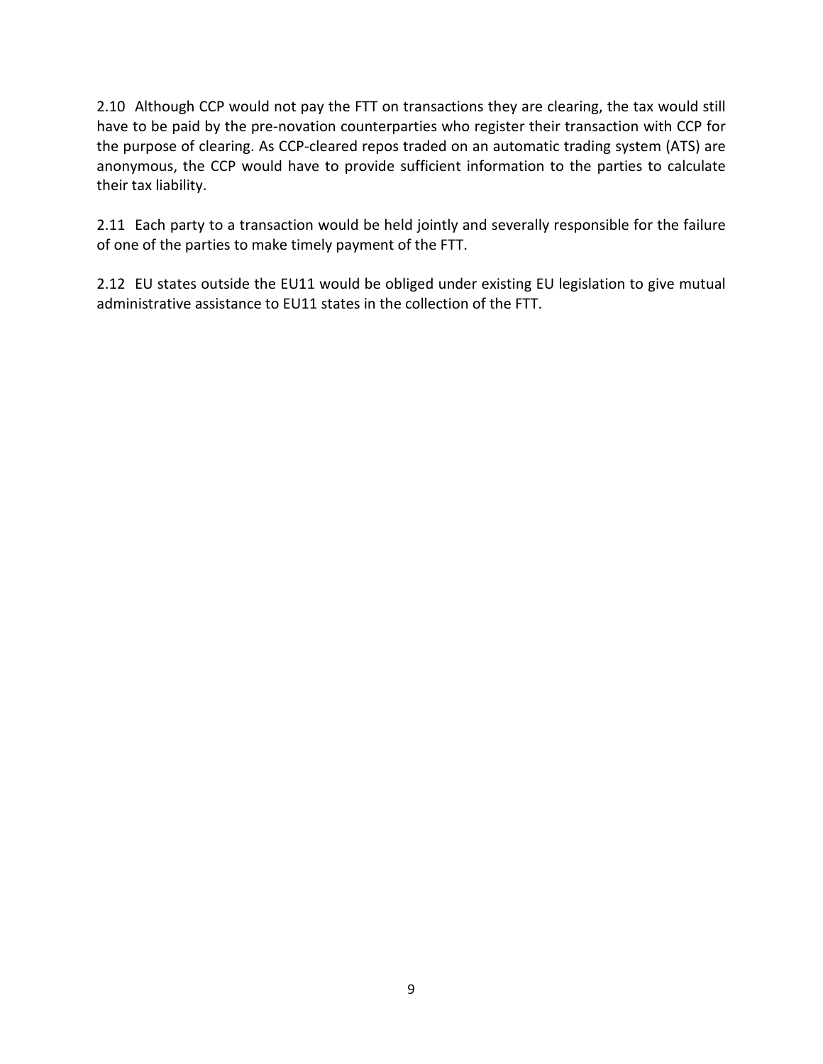2.10 Although CCP would not pay the FTT on transactions they are clearing, the tax would still have to be paid by the pre-novation counterparties who register their transaction with CCP for the purpose of clearing. As CCP-cleared repos traded on an automatic trading system (ATS) are anonymous, the CCP would have to provide sufficient information to the parties to calculate their tax liability.

2.11 Each party to a transaction would be held jointly and severally responsible for the failure of one of the parties to make timely payment of the FTT.

2.12 EU states outside the EU11 would be obliged under existing EU legislation to give mutual administrative assistance to EU11 states in the collection of the FTT.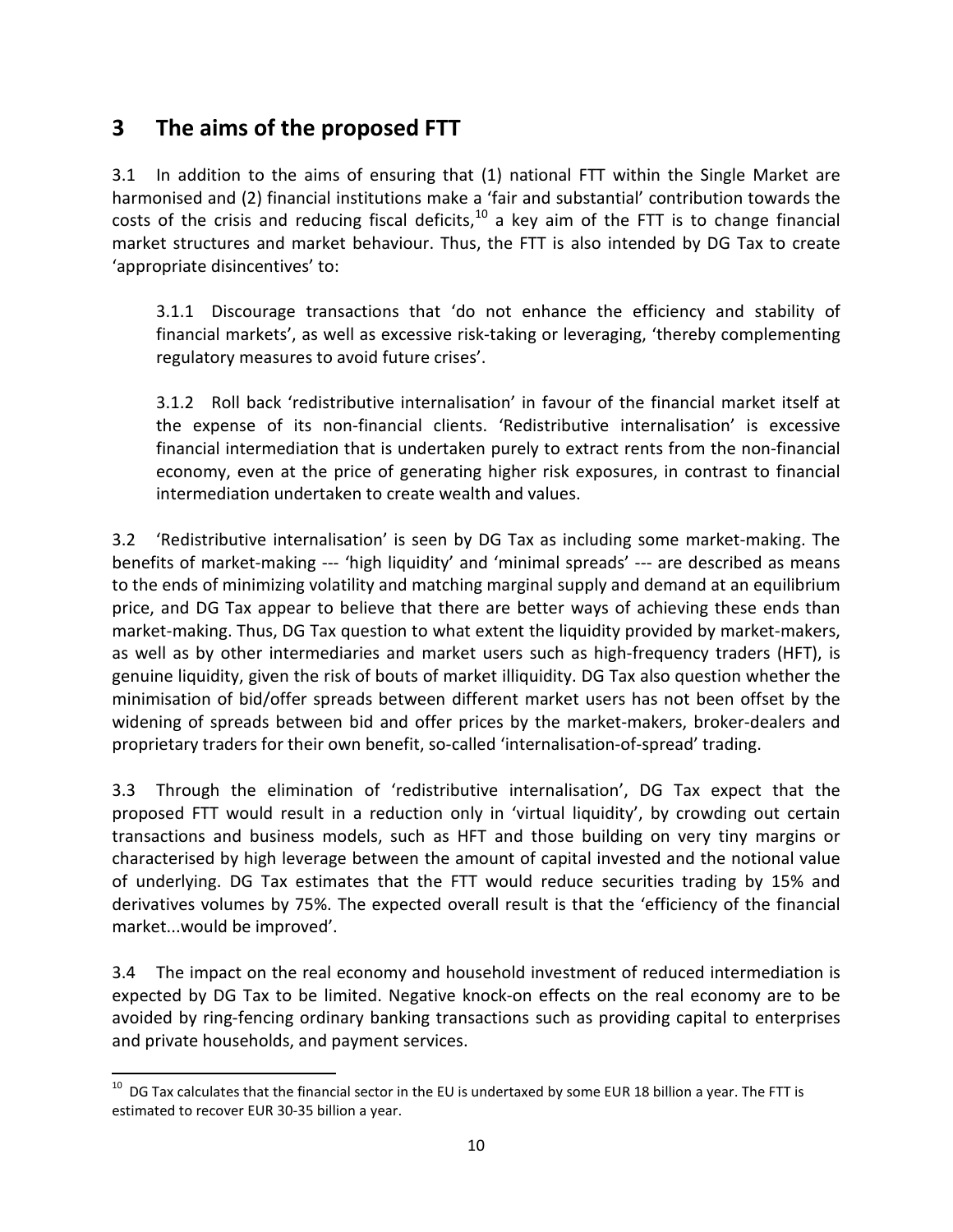# 3 The aims of the proposed FTT

3.1 In addition to the aims of ensuring that (1) national FTT within the Single Market are harmonised and (2) financial institutions make a 'fair and substantial' contribution towards the costs of the crisis and reducing fiscal deficits,[10] a key aim of the FTT is to change financial market structures and market behaviour. Thus, the FTT is also intended by DG Tax to create 'appropriate disincentives' to:

3.1.1 Discourage transactions that 'do not enhance the efficiency and stability of financial markets', as well as excessive risk-taking or leveraging, 'thereby complementing regulatory measures to avoid future crises'.

3.1.2 Roll back 'redistributive internalisation' in favour of the financial market itself at the expense of its non-financial clients. 'Redistributive internalisation' is excessive financial intermediation that is undertaken purely to extract rents from the non-financial economy, even at the price of generating higher risk exposures, in contrast to financial intermediation undertaken to create wealth and values.

3.2 'Redistributive internalisation' is seen by DG Tax as including some market-making. The benefits of market-making --- 'high liquidity' and 'minimal spreads' --- are described as means to the ends of minimizing volatility and matching marginal supply and demand at an equilibrium price, and DG Tax appear to believe that there are better ways of achieving these ends than market-making. Thus, DG Tax question to what extent the liquidity provided by market-makers, as well as by other intermediaries and market users such as high-frequency traders (HFT), is genuine liquidity, given the risk of bouts of market illiquidity. DG Tax also question whether the minimisation of bid/offer spreads between different market users has not been offset by the widening of spreads between bid and offer prices by the market-makers, broker-dealers and proprietary traders for their own benefit, so-called 'internalisation-of-spread' trading.

3.3 Through the elimination of 'redistributive internalisation', DG Tax expect that the proposed FTT would result in a reduction only in 'virtual liquidity', by crowding out certain transactions and business models, such as HFT and those building on very tiny margins or characterised by high leverage between the amount of capital invested and the notional value of underlying. DG Tax estimates that the FTT would reduce securities trading by 15% and derivatives volumes by 75%. The expected overall result is that the 'efficiency of the financial market...would be improved'.

3.4 The impact on the real economy and household investment of reduced intermediation is expected by DG Tax to be limited. Negative knock-on effects on the real economy are to be avoided by ring-fencing ordinary banking transactions such as providing capital to enterprises and private households, and payment services.

---

[10] DG Tax calculates that the financial sector in the EU is undertaxed by some EUR 18 billion a year. The FTT is estimated to recover EUR 30-35 billion a year.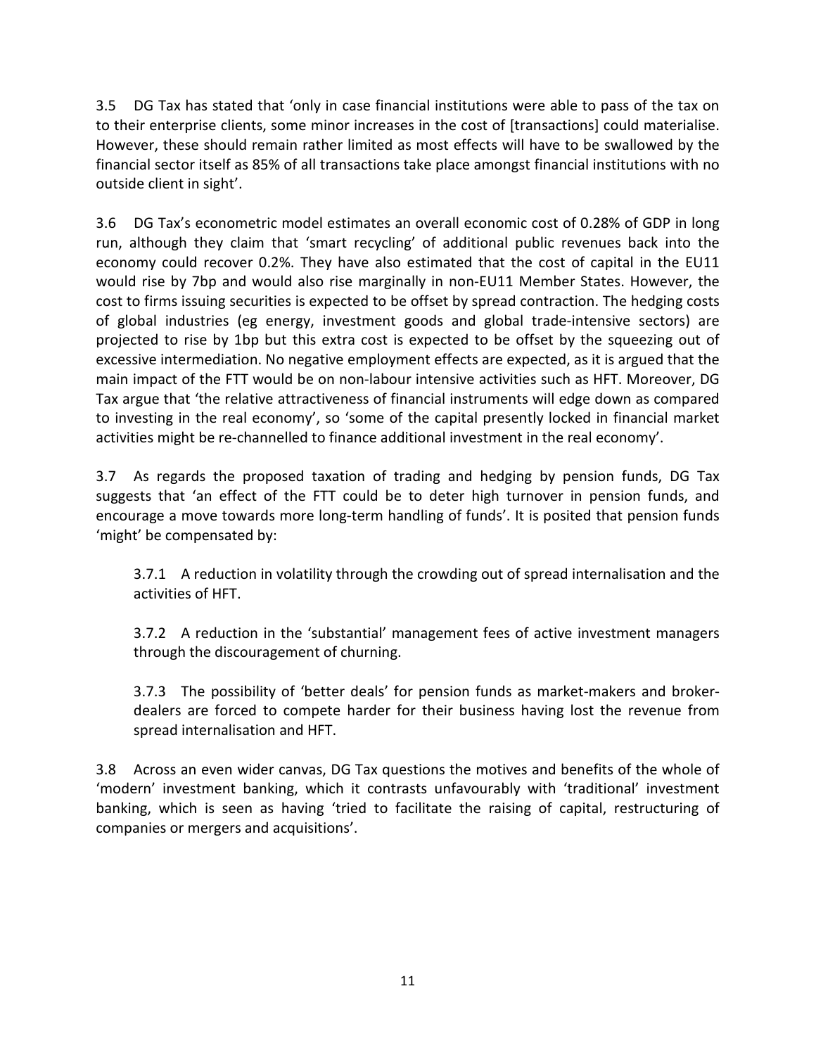3.5 DG Tax has stated that 'only in case financial institutions were able to pass of the tax on to their enterprise clients, some minor increases in the cost of [transactions] could materialise. However, these should remain rather limited as most effects will have to be swallowed by the financial sector itself as 85% of all transactions take place amongst financial institutions with no outside client in sight'.

3.6 DG Tax's econometric model estimates an overall economic cost of 0.28% of GDP in long run, although they claim that 'smart recycling' of additional public revenues back into the economy could recover 0.2%. They have also estimated that the cost of capital in the EU11 would rise by 7bp and would also rise marginally in non-EU11 Member States. However, the cost to firms issuing securities is expected to be offset by spread contraction. The hedging costs of global industries (eg energy, investment goods and global trade-intensive sectors) are projected to rise by 1bp but this extra cost is expected to be offset by the squeezing out of excessive intermediation. No negative employment effects are expected, as it is argued that the main impact of the FTT would be on non-labour intensive activities such as HFT. Moreover, DG Tax argue that 'the relative attractiveness of financial instruments will edge down as compared to investing in the real economy', so 'some of the capital presently locked in financial market activities might be re-channelled to finance additional investment in the real economy'.

3.7 As regards the proposed taxation of trading and hedging by pension funds, DG Tax suggests that 'an effect of the FTT could be to deter high turnover in pension funds, and encourage a move towards more long-term handling of funds'. It is posited that pension funds 'might' be compensated by:

> 3.7.1 A reduction in volatility through the crowding out of spread internalisation and the activities of HFT.
>
> 3.7.2 A reduction in the 'substantial' management fees of active investment managers through the discouragement of churning.
>
> 3.7.3 The possibility of 'better deals' for pension funds as market-makers and broker-dealers are forced to compete harder for their business having lost the revenue from spread internalisation and HFT.

3.8 Across an even wider canvas, DG Tax questions the motives and benefits of the whole of 'modern' investment banking, which it contrasts unfavourably with 'traditional' investment banking, which is seen as having 'tried to facilitate the raising of capital, restructuring of companies or mergers and acquisitions'.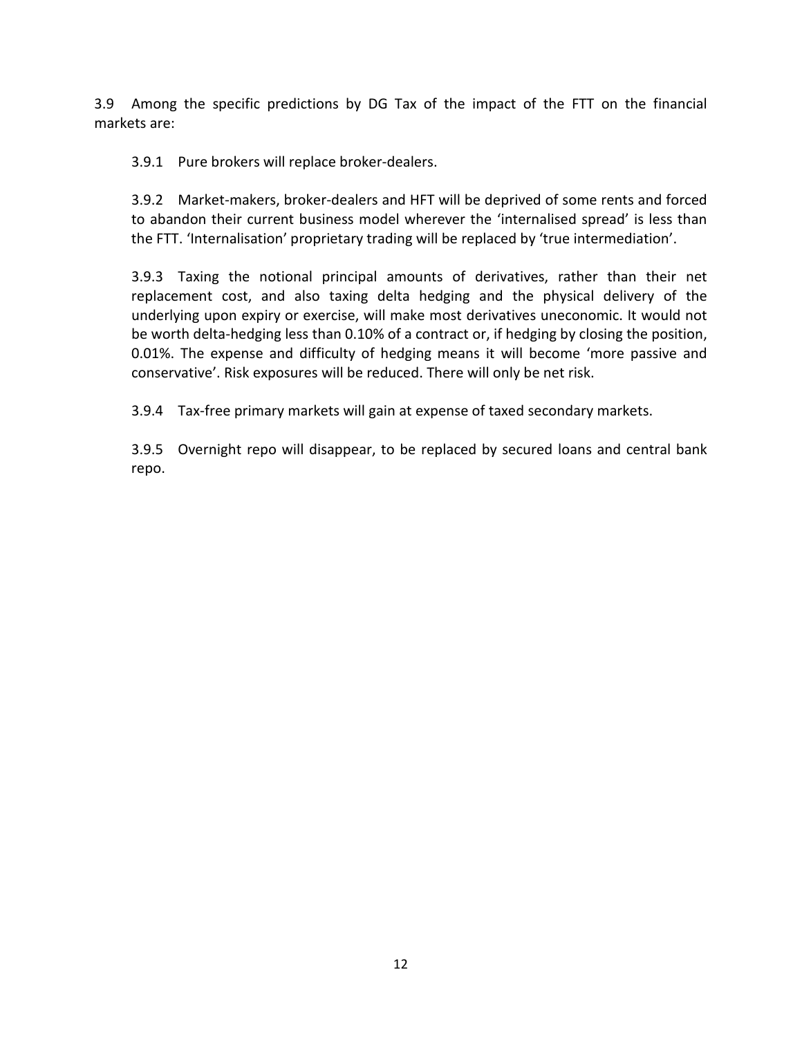3.9 Among the specific predictions by DG Tax of the impact of the FTT on the financial markets are:

3.9.1 Pure brokers will replace broker-dealers.

3.9.2 Market-makers, broker-dealers and HFT will be deprived of some rents and forced to abandon their current business model wherever the 'internalised spread' is less than the FTT. 'Internalisation' proprietary trading will be replaced by 'true intermediation'.

3.9.3 Taxing the notional principal amounts of derivatives, rather than their net replacement cost, and also taxing delta hedging and the physical delivery of the underlying upon expiry or exercise, will make most derivatives uneconomic. It would not be worth delta-hedging less than 0.10% of a contract or, if hedging by closing the position, 0.01%. The expense and difficulty of hedging means it will become 'more passive and conservative'. Risk exposures will be reduced. There will only be net risk.

3.9.4 Tax-free primary markets will gain at expense of taxed secondary markets.

3.9.5 Overnight repo will disappear, to be replaced by secured loans and central bank repo.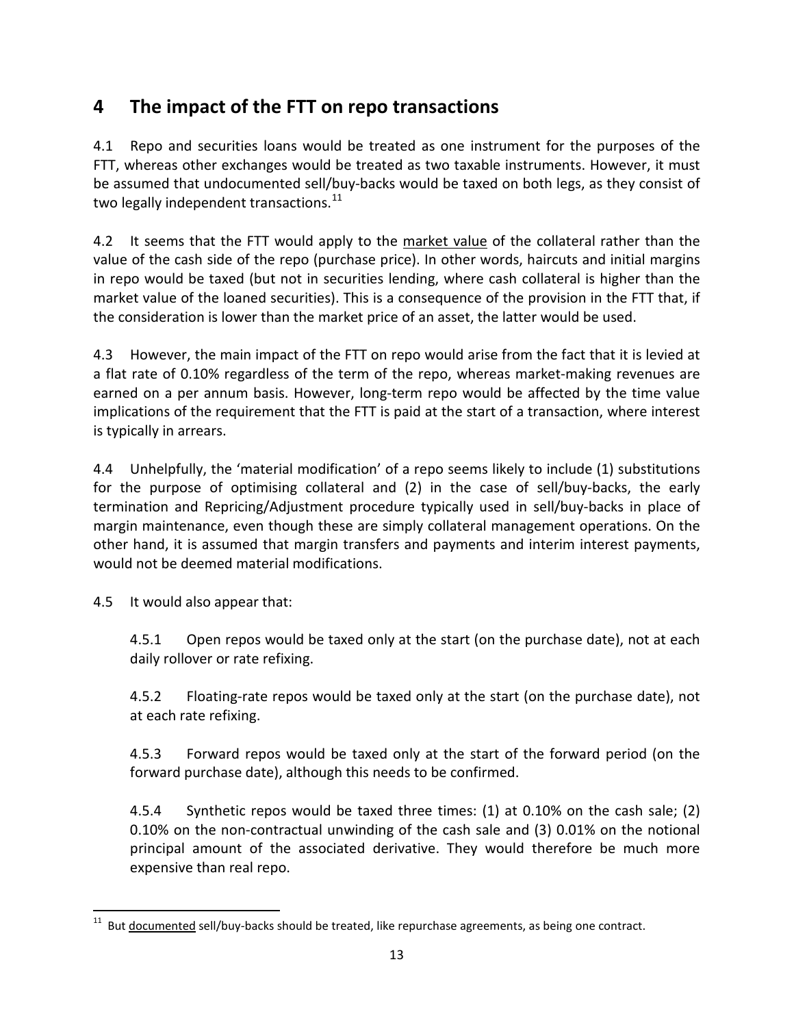# 4 The impact of the FTT on repo transactions

4.1 Repo and securities loans would be treated as one instrument for the purposes of the FTT, whereas other exchanges would be treated as two taxable instruments. However, it must be assumed that undocumented sell/buy-backs would be taxed on both legs, as they consist of two legally independent transactions.[11]

4.2 It seems that the FTT would apply to the market value of the collateral rather than the value of the cash side of the repo (purchase price). In other words, haircuts and initial margins in repo would be taxed (but not in securities lending, where cash collateral is higher than the market value of the loaned securities). This is a consequence of the provision in the FTT that, if the consideration is lower than the market price of an asset, the latter would be used.

4.3 However, the main impact of the FTT on repo would arise from the fact that it is levied at a flat rate of 0.10% regardless of the term of the repo, whereas market-making revenues are earned on a per annum basis. However, long-term repo would be affected by the time value implications of the requirement that the FTT is paid at the start of a transaction, where interest is typically in arrears.

4.4 Unhelpfully, the 'material modification' of a repo seems likely to include (1) substitutions for the purpose of optimising collateral and (2) in the case of sell/buy-backs, the early termination and Repricing/Adjustment procedure typically used in sell/buy-backs in place of margin maintenance, even though these are simply collateral management operations. On the other hand, it is assumed that margin transfers and payments and interim interest payments, would not be deemed material modifications.

4.5 It would also appear that:

4.5.1 Open repos would be taxed only at the start (on the purchase date), not at each daily rollover or rate refixing.

4.5.2 Floating-rate repos would be taxed only at the start (on the purchase date), not at each rate refixing.

4.5.3 Forward repos would be taxed only at the start of the forward period (on the forward purchase date), although this needs to be confirmed.

4.5.4 Synthetic repos would be taxed three times: (1) at 0.10% on the cash sale; (2) 0.10% on the non-contractual unwinding of the cash sale and (3) 0.01% on the notional principal amount of the associated derivative. They would therefore be much more expensive than real repo.

---

[11] But documented sell/buy-backs should be treated, like repurchase agreements, as being one contract.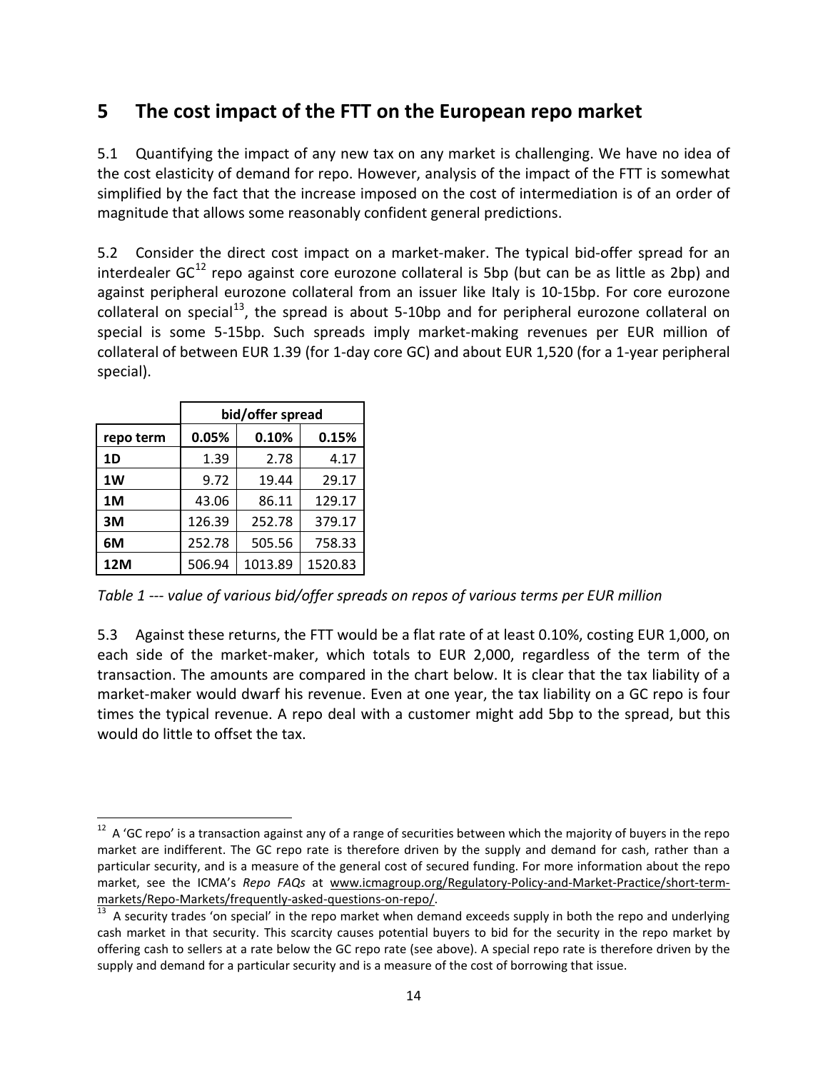## 5 The cost impact of the FTT on the European repo market

5.1 Quantifying the impact of any new tax on any market is challenging. We have no idea of the cost elasticity of demand for repo. However, analysis of the impact of the FTT is somewhat simplified by the fact that the increase imposed on the cost of intermediation is of an order of magnitude that allows some reasonably confident general predictions.

5.2 Consider the direct cost impact on a market-maker. The typical bid-offer spread for an interdealer GC[12] repo against core eurozone collateral is 5bp (but can be as little as 2bp) and against peripheral eurozone collateral from an issuer like Italy is 10-15bp. For core eurozone collateral on special[13], the spread is about 5-10bp and for peripheral eurozone collateral on special is some 5-15bp. Such spreads imply market-making revenues per EUR million of collateral of between EUR 1.39 (for 1-day core GC) and about EUR 1,520 (for a 1-year peripheral special).

| | bid/offer spread | | |
|---|---|---|---|
| **repo term** | **0.05%** | **0.10%** | **0.15%** |
| **1D** | 1.39 | 2.78 | 4.17 |
| **1W** | 9.72 | 19.44 | 29.17 |
| **1M** | 43.06 | 86.11 | 129.17 |
| **3M** | 126.39 | 252.78 | 379.17 |
| **6M** | 252.78 | 505.56 | 758.33 |
| **12M** | 506.94 | 1013.89 | 1520.83 |

*Table 1 --- value of various bid/offer spreads on repos of various terms per EUR million*

5.3 Against these returns, the FTT would be a flat rate of at least 0.10%, costing EUR 1,000, on each side of the market-maker, which totals to EUR 2,000, regardless of the term of the transaction. The amounts are compared in the chart below. It is clear that the tax liability of a market-maker would dwarf his revenue. Even at one year, the tax liability on a GC repo is four times the typical revenue. A repo deal with a customer might add 5bp to the spread, but this would do little to offset the tax.

---

[12] A 'GC repo' is a transaction against any of a range of securities between which the majority of buyers in the repo market are indifferent. The GC repo rate is therefore driven by the supply and demand for cash, rather than a particular security, and is a measure of the general cost of secured funding. For more information about the repo market, see the ICMA's *Repo FAQs* at www.icmagroup.org/Regulatory-Policy-and-Market-Practice/short-term-markets/Repo-Markets/frequently-asked-questions-on-repo/.

[13] A security trades 'on special' in the repo market when demand exceeds supply in both the repo and underlying cash market in that security. This scarcity causes potential buyers to bid for the security in the repo market by offering cash to sellers at a rate below the GC repo rate (see above). A special repo rate is therefore driven by the supply and demand for a particular security and is a measure of the cost of borrowing that issue.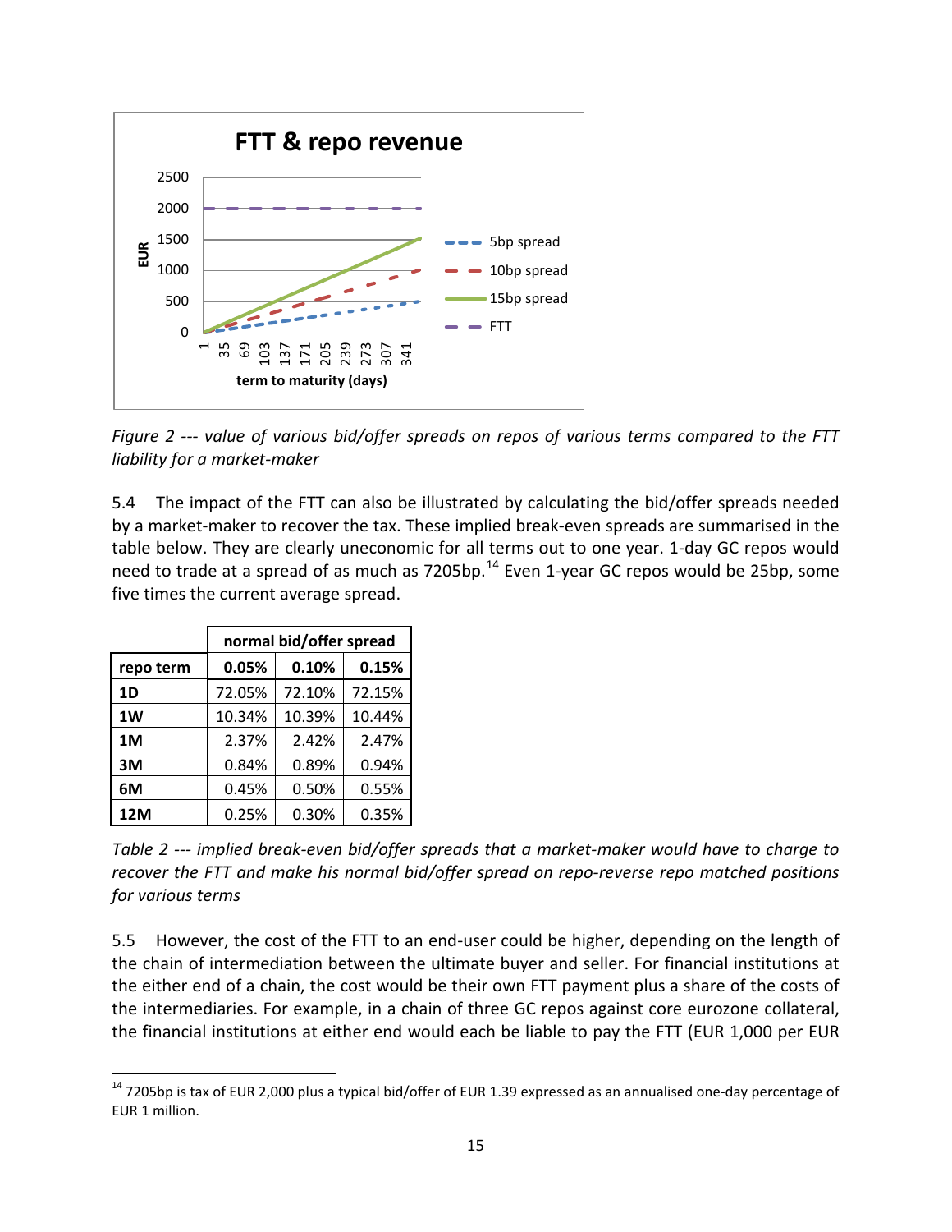Figure 2 --- *value of various bid/offer spreads on repos of various terms compared to the FTT liability for a market-maker*

5.4 The impact of the FTT can also be illustrated by calculating the bid/offer spreads needed by a market-maker to recover the tax. These implied break-even spreads are summarised in the table below. They are clearly uneconomic for all terms out to one year. 1-day GC repos would need to trade at a spread of as much as 7205bp.[14] Even 1-year GC repos would be 25bp, some five times the current average spread.

| | normal bid/offer spread | | |
|---|---|---|---|
| **repo term** | **0.05%** | **0.10%** | **0.15%** |
| **1D** | 72.05% | 72.10% | 72.15% |
| **1W** | 10.34% | 10.39% | 10.44% |
| **1M** | 2.37% | 2.42% | 2.47% |
| **3M** | 0.84% | 0.89% | 0.94% |
| **6M** | 0.45% | 0.50% | 0.55% |
| **12M** | 0.25% | 0.30% | 0.35% |

*Table 2 --- implied break-even bid/offer spreads that a market-maker would have to charge to recover the FTT and make his normal bid/offer spread on repo-reverse repo matched positions for various terms*

5.5 However, the cost of the FTT to an end-user could be higher, depending on the length of the chain of intermediation between the ultimate buyer and seller. For financial institutions at the either end of a chain, the cost would be their own FTT payment plus a share of the costs of the intermediaries. For example, in a chain of three GC repos against core eurozone collateral, the financial institutions at either end would each be liable to pay the FTT (EUR 1,000 per EUR

---

[14] 7205bp is tax of EUR 2,000 plus a typical bid/offer of EUR 1.39 expressed as an annualised one-day percentage of EUR 1 million.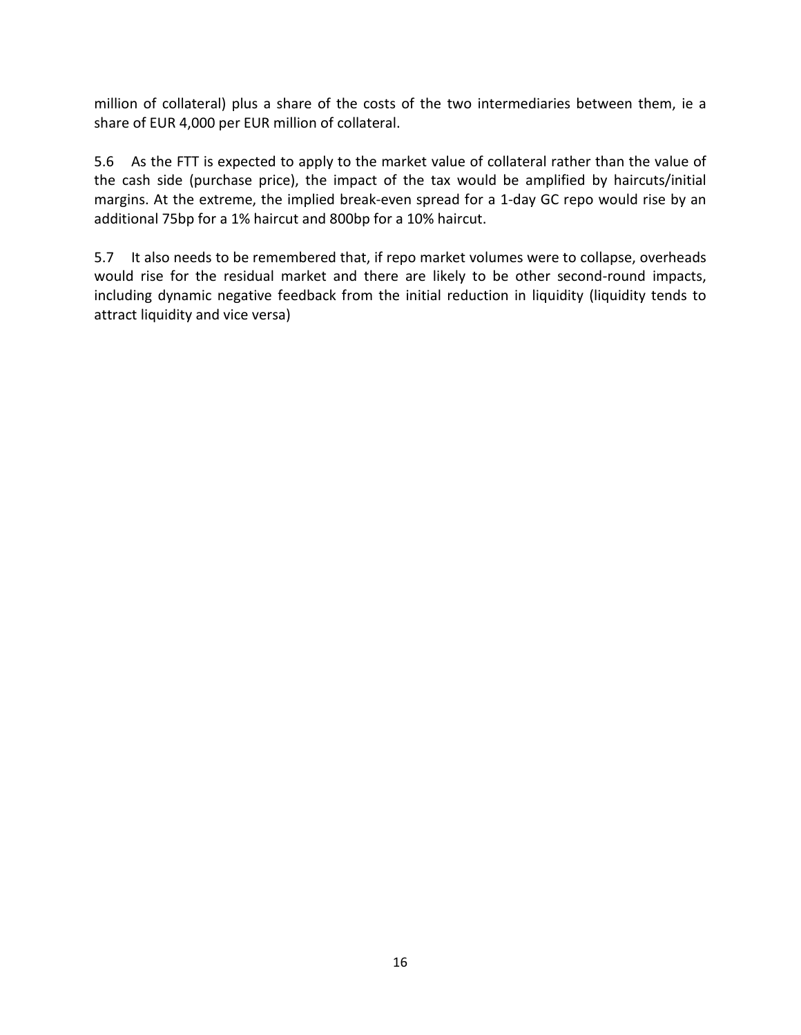million of collateral) plus a share of the costs of the two intermediaries between them, ie a share of EUR 4,000 per EUR million of collateral.

5.6 As the FTT is expected to apply to the market value of collateral rather than the value of the cash side (purchase price), the impact of the tax would be amplified by haircuts/initial margins. At the extreme, the implied break-even spread for a 1-day GC repo would rise by an additional 75bp for a 1% haircut and 800bp for a 10% haircut.

5.7 It also needs to be remembered that, if repo market volumes were to collapse, overheads would rise for the residual market and there are likely to be other second-round impacts, including dynamic negative feedback from the initial reduction in liquidity (liquidity tends to attract liquidity and vice versa)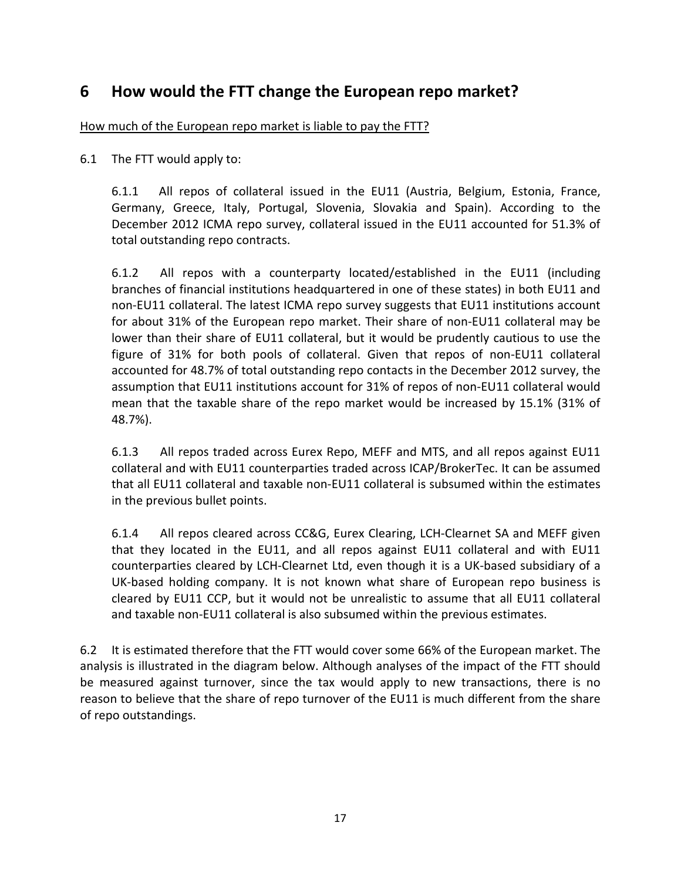# 6 How would the FTT change the European repo market?

How much of the European repo market is liable to pay the FTT?

6.1 The FTT would apply to:

6.1.1 All repos of collateral issued in the EU11 (Austria, Belgium, Estonia, France, Germany, Greece, Italy, Portugal, Slovenia, Slovakia and Spain). According to the December 2012 ICMA repo survey, collateral issued in the EU11 accounted for 51.3% of total outstanding repo contracts.

6.1.2 All repos with a counterparty located/established in the EU11 (including branches of financial institutions headquartered in one of these states) in both EU11 and non-EU11 collateral. The latest ICMA repo survey suggests that EU11 institutions account for about 31% of the European repo market. Their share of non-EU11 collateral may be lower than their share of EU11 collateral, but it would be prudently cautious to use the figure of 31% for both pools of collateral. Given that repos of non-EU11 collateral accounted for 48.7% of total outstanding repo contacts in the December 2012 survey, the assumption that EU11 institutions account for 31% of repos of non-EU11 collateral would mean that the taxable share of the repo market would be increased by 15.1% (31% of 48.7%).

6.1.3 All repos traded across Eurex Repo, MEFF and MTS, and all repos against EU11 collateral and with EU11 counterparties traded across ICAP/BrokerTec. It can be assumed that all EU11 collateral and taxable non-EU11 collateral is subsumed within the estimates in the previous bullet points.

6.1.4 All repos cleared across CC&G, Eurex Clearing, LCH-Clearnet SA and MEFF given that they located in the EU11, and all repos against EU11 collateral and with EU11 counterparties cleared by LCH-Clearnet Ltd, even though it is a UK-based subsidiary of a UK-based holding company. It is not known what share of European repo business is cleared by EU11 CCP, but it would not be unrealistic to assume that all EU11 collateral and taxable non-EU11 collateral is also subsumed within the previous estimates.

6.2 It is estimated therefore that the FTT would cover some 66% of the European market. The analysis is illustrated in the diagram below. Although analyses of the impact of the FTT should be measured against turnover, since the tax would apply to new transactions, there is no reason to believe that the share of repo turnover of the EU11 is much different from the share of repo outstandings.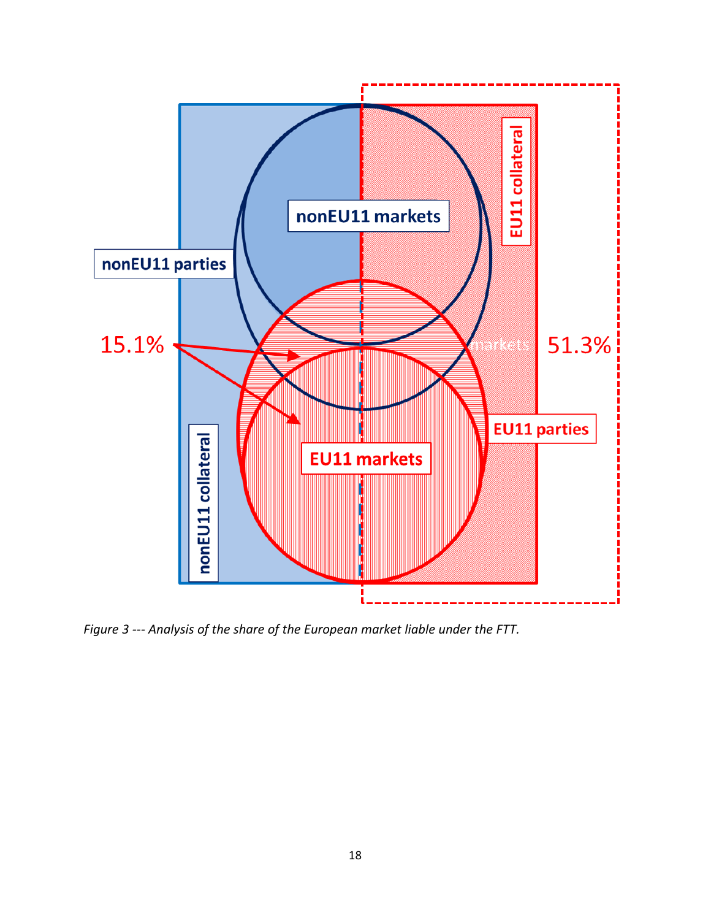*Figure 3 --- Analysis of the share of the European market liable under the FTT.*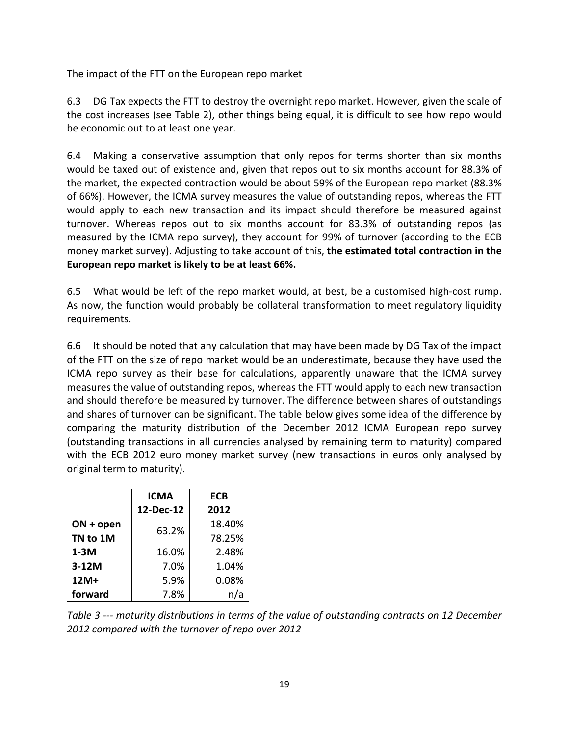The impact of the FTT on the European repo market

6.3 DG Tax expects the FTT to destroy the overnight repo market. However, given the scale of the cost increases (see Table 2), other things being equal, it is difficult to see how repo would be economic out to at least one year.

6.4 Making a conservative assumption that only repos for terms shorter than six months would be taxed out of existence and, given that repos out to six months account for 88.3% of the market, the expected contraction would be about 59% of the European repo market (88.3% of 66%). However, the ICMA survey measures the value of outstanding repos, whereas the FTT would apply to each new transaction and its impact should therefore be measured against turnover. Whereas repos out to six months account for 83.3% of outstanding repos (as measured by the ICMA repo survey), they account for 99% of turnover (according to the ECB money market survey). Adjusting to take account of this, **the estimated total contraction in the European repo market is likely to be at least 66%.**

6.5 What would be left of the repo market would, at best, be a customised high-cost rump. As now, the function would probably be collateral transformation to meet regulatory liquidity requirements.

6.6 It should be noted that any calculation that may have been made by DG Tax of the impact of the FTT on the size of repo market would be an underestimate, because they have used the ICMA repo survey as their base for calculations, apparently unaware that the ICMA survey measures the value of outstanding repos, whereas the FTT would apply to each new transaction and should therefore be measured by turnover. The difference between shares of outstandings and shares of turnover can be significant. The table below gives some idea of the difference by comparing the maturity distribution of the December 2012 ICMA European repo survey (outstanding transactions in all currencies analysed by remaining term to maturity) compared with the ECB 2012 euro money market survey (new transactions in euros only analysed by original term to maturity).

| | **ICMA 12-Dec-12** | **ECB 2012** |
|---|---|---|
| **ON + open** | 63.2% | 18.40% |
| **TN to 1M** | | 78.25% |
| **1-3M** | 16.0% | 2.48% |
| **3-12M** | 7.0% | 1.04% |
| **12M+** | 5.9% | 0.08% |
| **forward** | 7.8% | n/a |

*Table 3 --- maturity distributions in terms of the value of outstanding contracts on 12 December 2012 compared with the turnover of repo over 2012*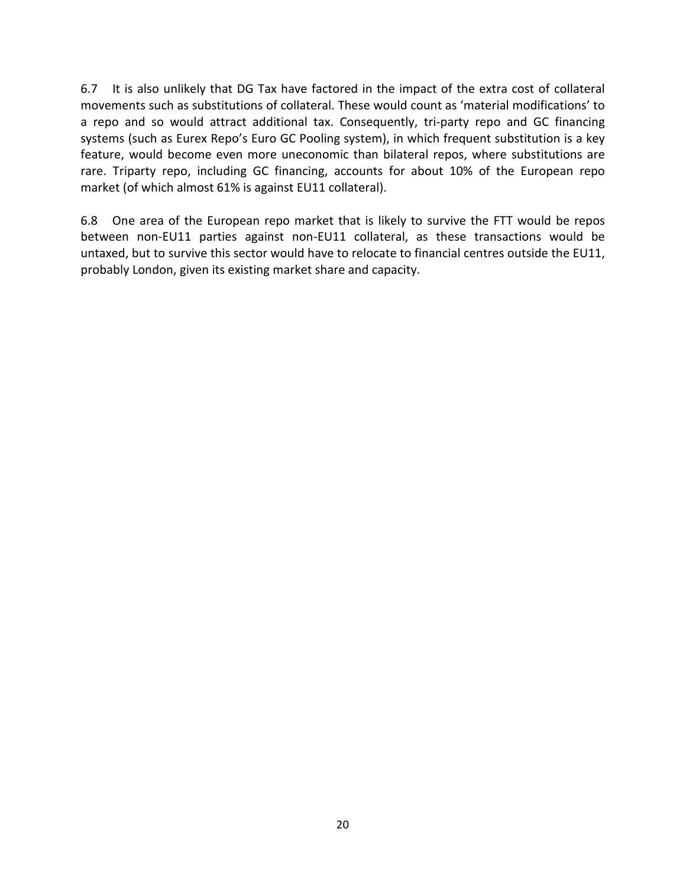6.7 It is also unlikely that DG Tax have factored in the impact of the extra cost of collateral movements such as substitutions of collateral. These would count as 'material modifications' to a repo and so would attract additional tax. Consequently, tri-party repo and GC financing systems (such as Eurex Repo's Euro GC Pooling system), in which frequent substitution is a key feature, would become even more uneconomic than bilateral repos, where substitutions are rare. Triparty repo, including GC financing, accounts for about 10% of the European repo market (of which almost 61% is against EU11 collateral).

6.8 One area of the European repo market that is likely to survive the FTT would be repos between non-EU11 parties against non-EU11 collateral, as these transactions would be untaxed, but to survive this sector would have to relocate to financial centres outside the EU11, probably London, given its existing market share and capacity.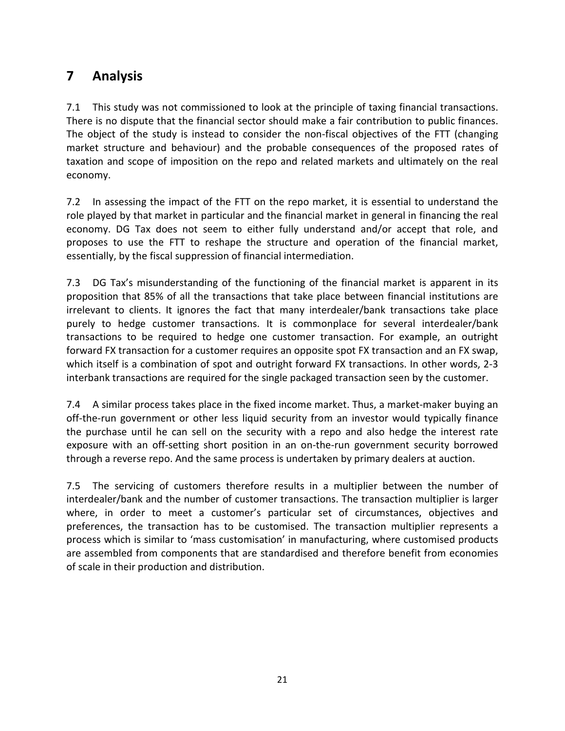# 7 Analysis

7.1 This study was not commissioned to look at the principle of taxing financial transactions. There is no dispute that the financial sector should make a fair contribution to public finances. The object of the study is instead to consider the non-fiscal objectives of the FTT (changing market structure and behaviour) and the probable consequences of the proposed rates of taxation and scope of imposition on the repo and related markets and ultimately on the real economy.

7.2 In assessing the impact of the FTT on the repo market, it is essential to understand the role played by that market in particular and the financial market in general in financing the real economy. DG Tax does not seem to either fully understand and/or accept that role, and proposes to use the FTT to reshape the structure and operation of the financial market, essentially, by the fiscal suppression of financial intermediation.

7.3 DG Tax's misunderstanding of the functioning of the financial market is apparent in its proposition that 85% of all the transactions that take place between financial institutions are irrelevant to clients. It ignores the fact that many interdealer/bank transactions take place purely to hedge customer transactions. It is commonplace for several interdealer/bank transactions to be required to hedge one customer transaction. For example, an outright forward FX transaction for a customer requires an opposite spot FX transaction and an FX swap, which itself is a combination of spot and outright forward FX transactions. In other words, 2-3 interbank transactions are required for the single packaged transaction seen by the customer.

7.4 A similar process takes place in the fixed income market. Thus, a market-maker buying an off-the-run government or other less liquid security from an investor would typically finance the purchase until he can sell on the security with a repo and also hedge the interest rate exposure with an off-setting short position in an on-the-run government security borrowed through a reverse repo. And the same process is undertaken by primary dealers at auction.

7.5 The servicing of customers therefore results in a multiplier between the number of interdealer/bank and the number of customer transactions. The transaction multiplier is larger where, in order to meet a customer's particular set of circumstances, objectives and preferences, the transaction has to be customised. The transaction multiplier represents a process which is similar to 'mass customisation' in manufacturing, where customised products are assembled from components that are standardised and therefore benefit from economies of scale in their production and distribution.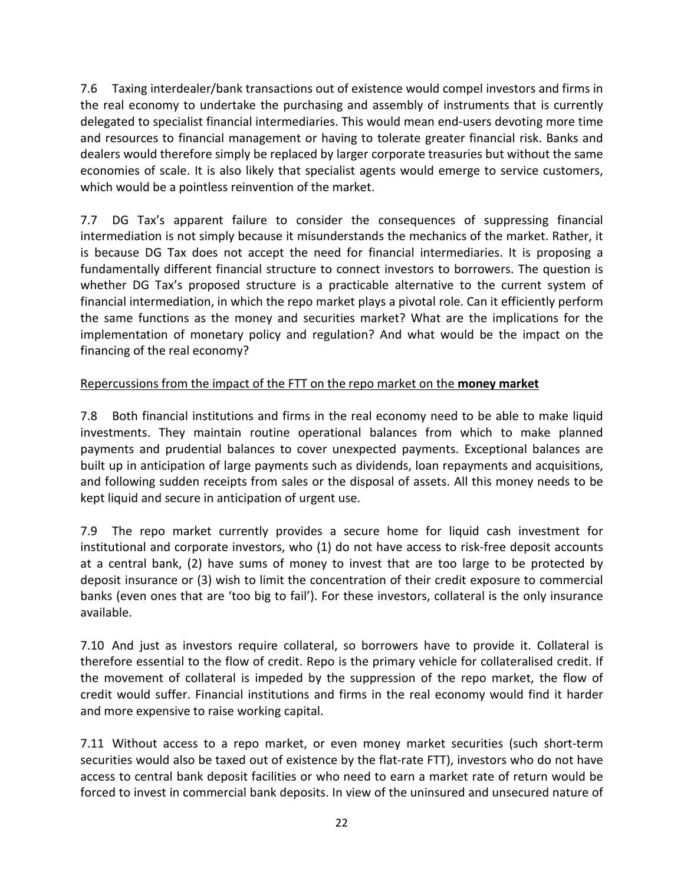7.6 Taxing interdealer/bank transactions out of existence would compel investors and firms in the real economy to undertake the purchasing and assembly of instruments that is currently delegated to specialist financial intermediaries. This would mean end-users devoting more time and resources to financial management or having to tolerate greater financial risk. Banks and dealers would therefore simply be replaced by larger corporate treasuries but without the same economies of scale. It is also likely that specialist agents would emerge to service customers, which would be a pointless reinvention of the market.

7.7 DG Tax's apparent failure to consider the consequences of suppressing financial intermediation is not simply because it misunderstands the mechanics of the market. Rather, it is because DG Tax does not accept the need for financial intermediaries. It is proposing a fundamentally different financial structure to connect investors to borrowers. The question is whether DG Tax's proposed structure is a practicable alternative to the current system of financial intermediation, in which the repo market plays a pivotal role. Can it efficiently perform the same functions as the money and securities market? What are the implications for the implementation of monetary policy and regulation? And what would be the impact on the financing of the real economy?

Repercussions from the impact of the FTT on the repo market on the **money market**

7.8 Both financial institutions and firms in the real economy need to be able to make liquid investments. They maintain routine operational balances from which to make planned payments and prudential balances to cover unexpected payments. Exceptional balances are built up in anticipation of large payments such as dividends, loan repayments and acquisitions, and following sudden receipts from sales or the disposal of assets. All this money needs to be kept liquid and secure in anticipation of urgent use.

7.9 The repo market currently provides a secure home for liquid cash investment for institutional and corporate investors, who (1) do not have access to risk-free deposit accounts at a central bank, (2) have sums of money to invest that are too large to be protected by deposit insurance or (3) wish to limit the concentration of their credit exposure to commercial banks (even ones that are 'too big to fail'). For these investors, collateral is the only insurance available.

7.10 And just as investors require collateral, so borrowers have to provide it. Collateral is therefore essential to the flow of credit. Repo is the primary vehicle for collateralised credit. If the movement of collateral is impeded by the suppression of the repo market, the flow of credit would suffer. Financial institutions and firms in the real economy would find it harder and more expensive to raise working capital.

7.11 Without access to a repo market, or even money market securities (such short-term securities would also be taxed out of existence by the flat-rate FTT), investors who do not have access to central bank deposit facilities or who need to earn a market rate of return would be forced to invest in commercial bank deposits. In view of the uninsured and unsecured nature of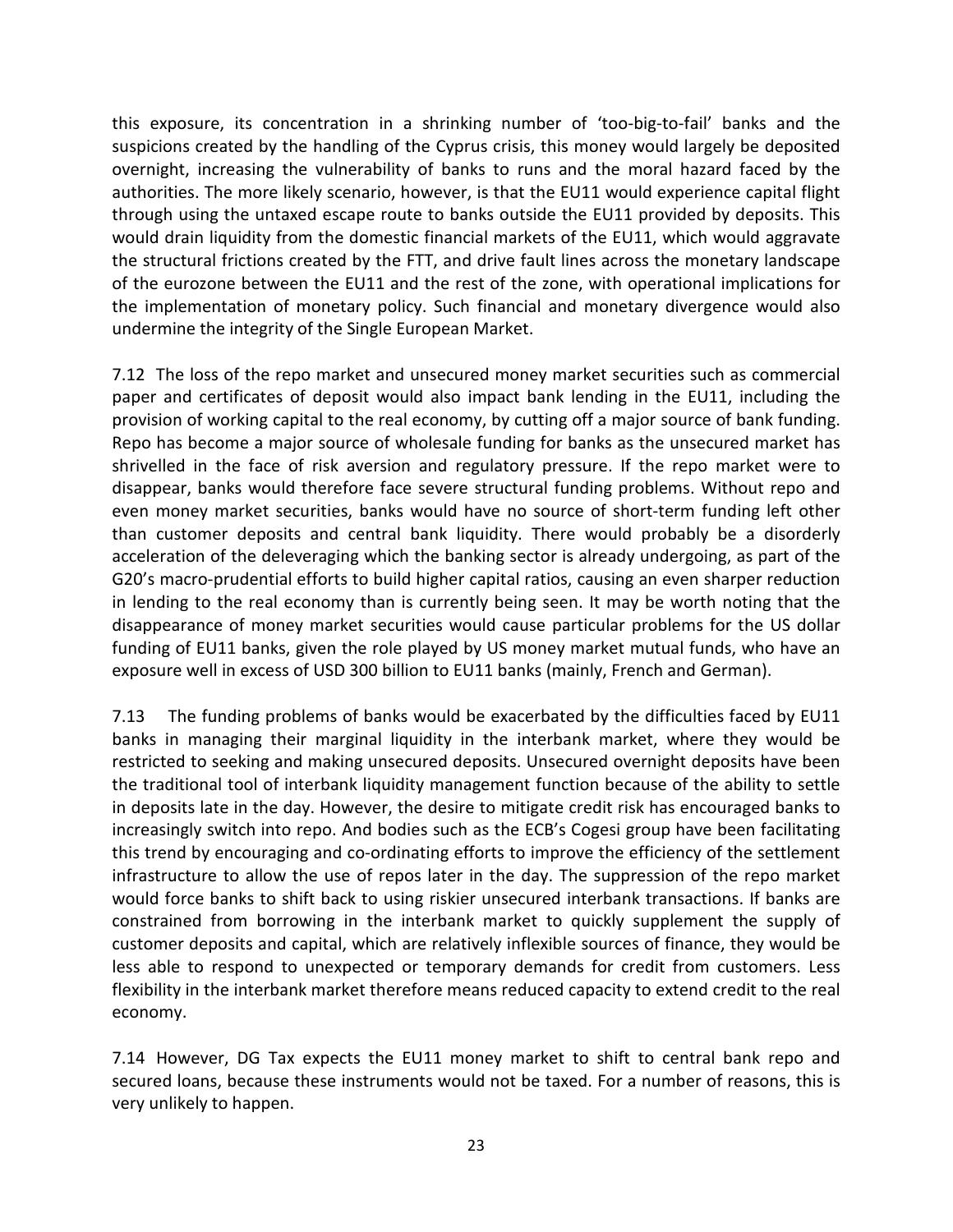this exposure, its concentration in a shrinking number of 'too-big-to-fail' banks and the suspicions created by the handling of the Cyprus crisis, this money would largely be deposited overnight, increasing the vulnerability of banks to runs and the moral hazard faced by the authorities. The more likely scenario, however, is that the EU11 would experience capital flight through using the untaxed escape route to banks outside the EU11 provided by deposits. This would drain liquidity from the domestic financial markets of the EU11, which would aggravate the structural frictions created by the FTT, and drive fault lines across the monetary landscape of the eurozone between the EU11 and the rest of the zone, with operational implications for the implementation of monetary policy. Such financial and monetary divergence would also undermine the integrity of the Single European Market.

7.12 The loss of the repo market and unsecured money market securities such as commercial paper and certificates of deposit would also impact bank lending in the EU11, including the provision of working capital to the real economy, by cutting off a major source of bank funding. Repo has become a major source of wholesale funding for banks as the unsecured market has shrivelled in the face of risk aversion and regulatory pressure. If the repo market were to disappear, banks would therefore face severe structural funding problems. Without repo and even money market securities, banks would have no source of short-term funding left other than customer deposits and central bank liquidity. There would probably be a disorderly acceleration of the deleveraging which the banking sector is already undergoing, as part of the G20's macro-prudential efforts to build higher capital ratios, causing an even sharper reduction in lending to the real economy than is currently being seen. It may be worth noting that the disappearance of money market securities would cause particular problems for the US dollar funding of EU11 banks, given the role played by US money market mutual funds, who have an exposure well in excess of USD 300 billion to EU11 banks (mainly, French and German).

7.13 The funding problems of banks would be exacerbated by the difficulties faced by EU11 banks in managing their marginal liquidity in the interbank market, where they would be restricted to seeking and making unsecured deposits. Unsecured overnight deposits have been the traditional tool of interbank liquidity management function because of the ability to settle in deposits late in the day. However, the desire to mitigate credit risk has encouraged banks to increasingly switch into repo. And bodies such as the ECB's Cogesi group have been facilitating this trend by encouraging and co-ordinating efforts to improve the efficiency of the settlement infrastructure to allow the use of repos later in the day. The suppression of the repo market would force banks to shift back to using riskier unsecured interbank transactions. If banks are constrained from borrowing in the interbank market to quickly supplement the supply of customer deposits and capital, which are relatively inflexible sources of finance, they would be less able to respond to unexpected or temporary demands for credit from customers. Less flexibility in the interbank market therefore means reduced capacity to extend credit to the real economy.

7.14 However, DG Tax expects the EU11 money market to shift to central bank repo and secured loans, because these instruments would not be taxed. For a number of reasons, this is very unlikely to happen.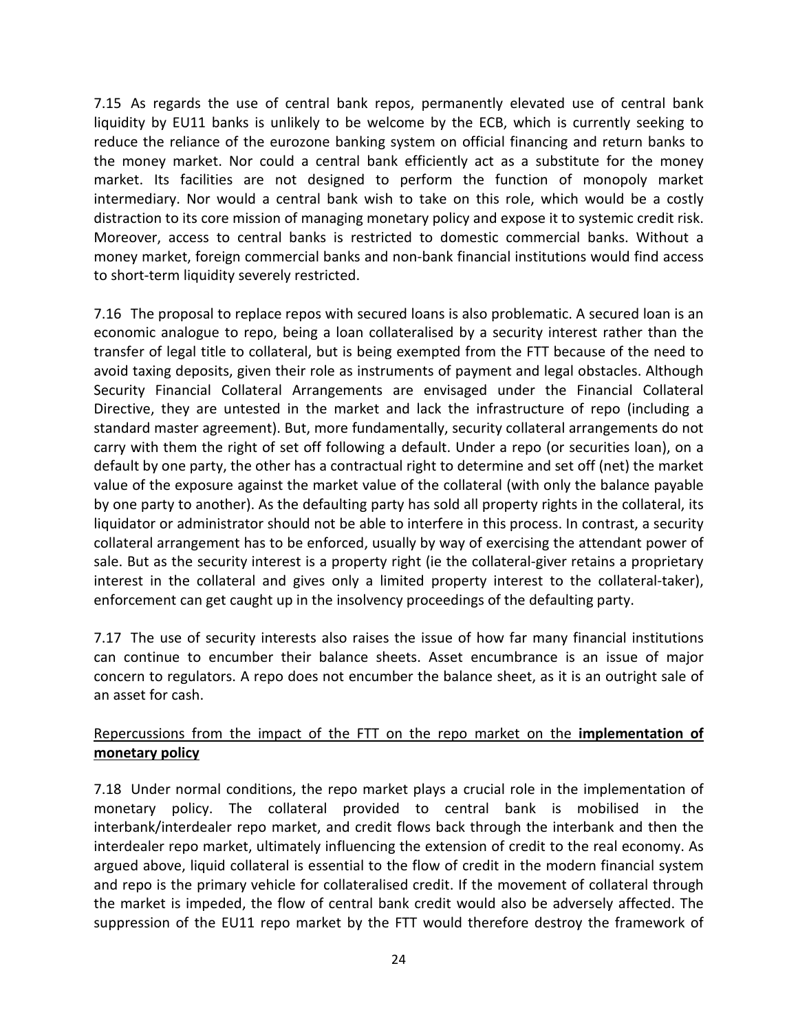7.15 As regards the use of central bank repos, permanently elevated use of central bank liquidity by EU11 banks is unlikely to be welcome by the ECB, which is currently seeking to reduce the reliance of the eurozone banking system on official financing and return banks to the money market. Nor could a central bank efficiently act as a substitute for the money market. Its facilities are not designed to perform the function of monopoly market intermediary. Nor would a central bank wish to take on this role, which would be a costly distraction to its core mission of managing monetary policy and expose it to systemic credit risk. Moreover, access to central banks is restricted to domestic commercial banks. Without a money market, foreign commercial banks and non-bank financial institutions would find access to short-term liquidity severely restricted.

7.16 The proposal to replace repos with secured loans is also problematic. A secured loan is an economic analogue to repo, being a loan collateralised by a security interest rather than the transfer of legal title to collateral, but is being exempted from the FTT because of the need to avoid taxing deposits, given their role as instruments of payment and legal obstacles. Although Security Financial Collateral Arrangements are envisaged under the Financial Collateral Directive, they are untested in the market and lack the infrastructure of repo (including a standard master agreement). But, more fundamentally, security collateral arrangements do not carry with them the right of set off following a default. Under a repo (or securities loan), on a default by one party, the other has a contractual right to determine and set off (net) the market value of the exposure against the market value of the collateral (with only the balance payable by one party to another). As the defaulting party has sold all property rights in the collateral, its liquidator or administrator should not be able to interfere in this process. In contrast, a security collateral arrangement has to be enforced, usually by way of exercising the attendant power of sale. But as the security interest is a property right (ie the collateral-giver retains a proprietary interest in the collateral and gives only a limited property interest to the collateral-taker), enforcement can get caught up in the insolvency proceedings of the defaulting party.

7.17 The use of security interests also raises the issue of how far many financial institutions can continue to encumber their balance sheets. Asset encumbrance is an issue of major concern to regulators. A repo does not encumber the balance sheet, as it is an outright sale of an asset for cash.

<u>Repercussions from the impact of the FTT on the repo market on the **implementation of monetary policy**</u>

7.18 Under normal conditions, the repo market plays a crucial role in the implementation of monetary policy. The collateral provided to central bank is mobilised in the interbank/interdealer repo market, and credit flows back through the interbank and then the interdealer repo market, ultimately influencing the extension of credit to the real economy. As argued above, liquid collateral is essential to the flow of credit in the modern financial system and repo is the primary vehicle for collateralised credit. If the movement of collateral through the market is impeded, the flow of central bank credit would also be adversely affected. The suppression of the EU11 repo market by the FTT would therefore destroy the framework of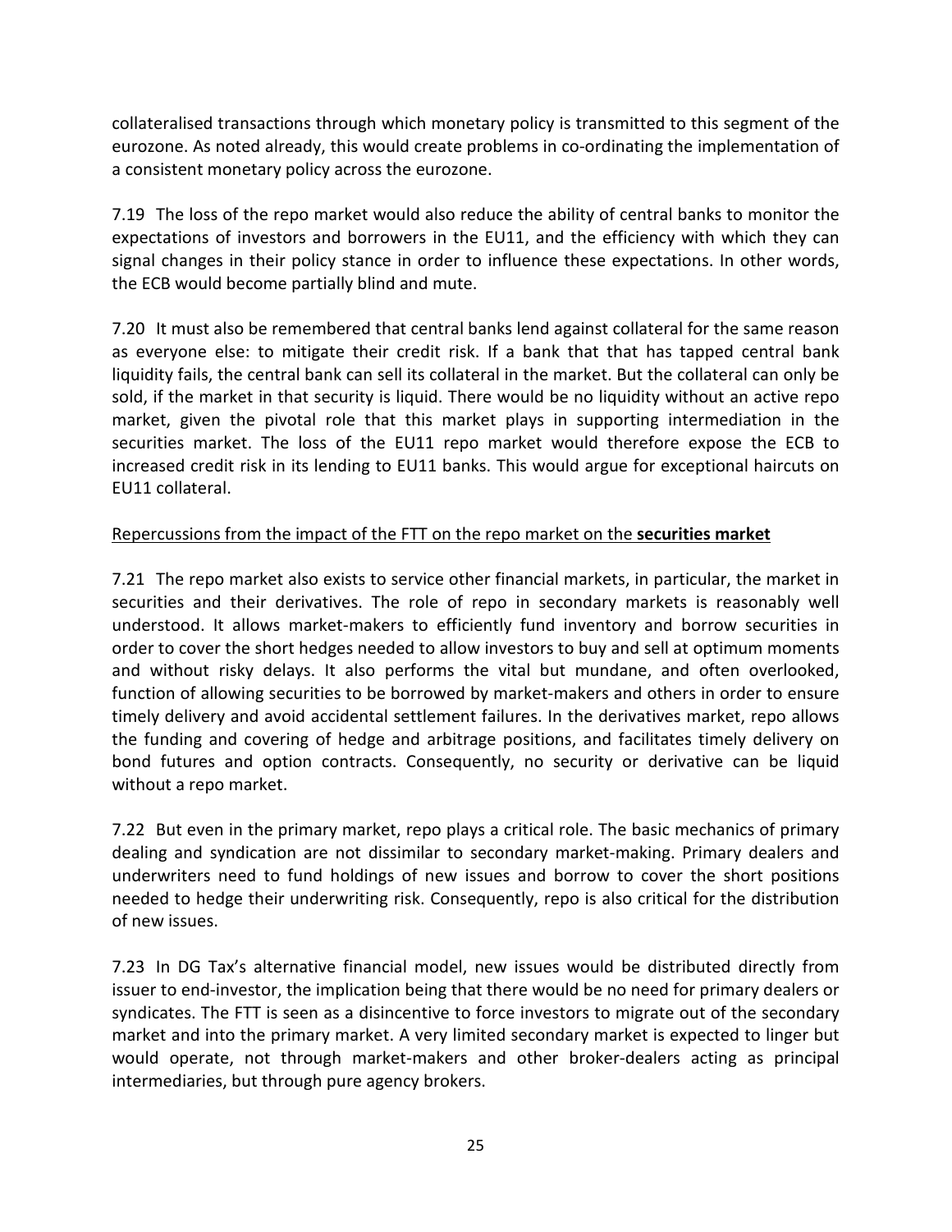collateralised transactions through which monetary policy is transmitted to this segment of the eurozone. As noted already, this would create problems in co-ordinating the implementation of a consistent monetary policy across the eurozone.

7.19 The loss of the repo market would also reduce the ability of central banks to monitor the expectations of investors and borrowers in the EU11, and the efficiency with which they can signal changes in their policy stance in order to influence these expectations. In other words, the ECB would become partially blind and mute.

7.20 It must also be remembered that central banks lend against collateral for the same reason as everyone else: to mitigate their credit risk. If a bank that that has tapped central bank liquidity fails, the central bank can sell its collateral in the market. But the collateral can only be sold, if the market in that security is liquid. There would be no liquidity without an active repo market, given the pivotal role that this market plays in supporting intermediation in the securities market. The loss of the EU11 repo market would therefore expose the ECB to increased credit risk in its lending to EU11 banks. This would argue for exceptional haircuts on EU11 collateral.

<u>Repercussions from the impact of the FTT on the repo market on the **securities market**</u>

7.21 The repo market also exists to service other financial markets, in particular, the market in securities and their derivatives. The role of repo in secondary markets is reasonably well understood. It allows market-makers to efficiently fund inventory and borrow securities in order to cover the short hedges needed to allow investors to buy and sell at optimum moments and without risky delays. It also performs the vital but mundane, and often overlooked, function of allowing securities to be borrowed by market-makers and others in order to ensure timely delivery and avoid accidental settlement failures. In the derivatives market, repo allows the funding and covering of hedge and arbitrage positions, and facilitates timely delivery on bond futures and option contracts. Consequently, no security or derivative can be liquid without a repo market.

7.22 But even in the primary market, repo plays a critical role. The basic mechanics of primary dealing and syndication are not dissimilar to secondary market-making. Primary dealers and underwriters need to fund holdings of new issues and borrow to cover the short positions needed to hedge their underwriting risk. Consequently, repo is also critical for the distribution of new issues.

7.23 In DG Tax's alternative financial model, new issues would be distributed directly from issuer to end-investor, the implication being that there would be no need for primary dealers or syndicates. The FTT is seen as a disincentive to force investors to migrate out of the secondary market and into the primary market. A very limited secondary market is expected to linger but would operate, not through market-makers and other broker-dealers acting as principal intermediaries, but through pure agency brokers.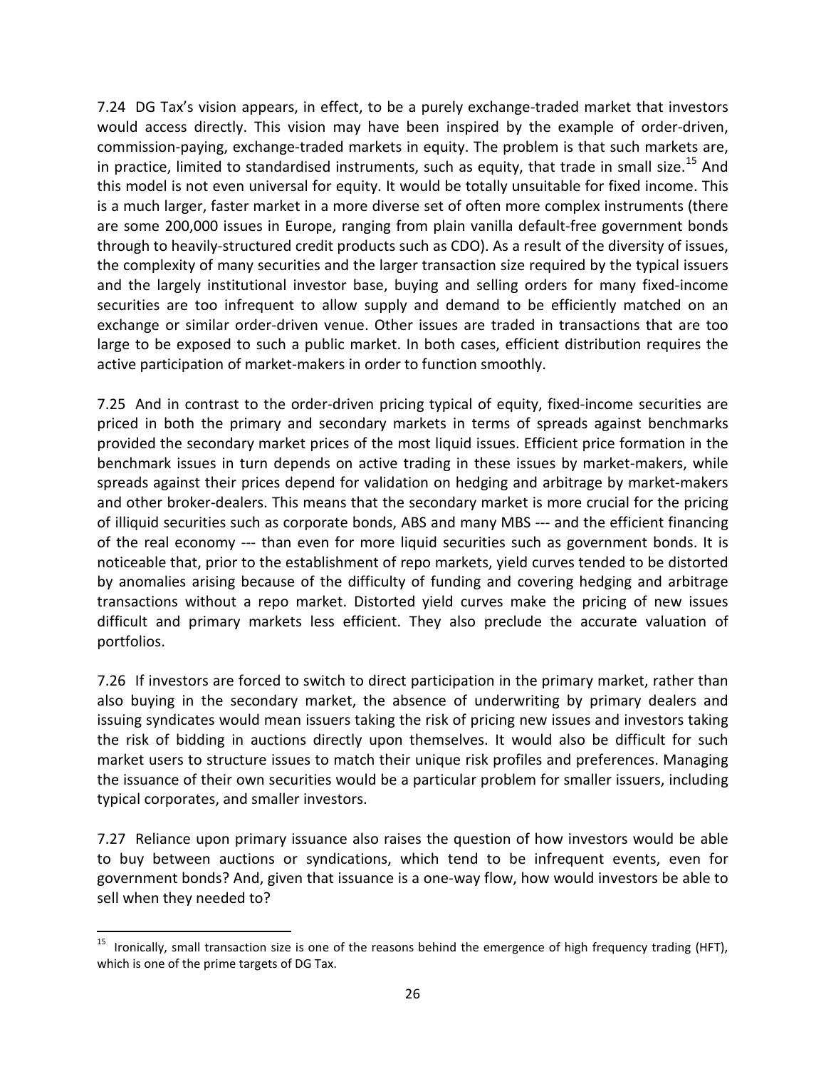7.24 DG Tax's vision appears, in effect, to be a purely exchange-traded market that investors would access directly. This vision may have been inspired by the example of order-driven, commission-paying, exchange-traded markets in equity. The problem is that such markets are, in practice, limited to standardised instruments, such as equity, that trade in small size.[15] And this model is not even universal for equity. It would be totally unsuitable for fixed income. This is a much larger, faster market in a more diverse set of often more complex instruments (there are some 200,000 issues in Europe, ranging from plain vanilla default-free government bonds through to heavily-structured credit products such as CDO). As a result of the diversity of issues, the complexity of many securities and the larger transaction size required by the typical issuers and the largely institutional investor base, buying and selling orders for many fixed-income securities are too infrequent to allow supply and demand to be efficiently matched on an exchange or similar order-driven venue. Other issues are traded in transactions that are too large to be exposed to such a public market. In both cases, efficient distribution requires the active participation of market-makers in order to function smoothly.

7.25 And in contrast to the order-driven pricing typical of equity, fixed-income securities are priced in both the primary and secondary markets in terms of spreads against benchmarks provided the secondary market prices of the most liquid issues. Efficient price formation in the benchmark issues in turn depends on active trading in these issues by market-makers, while spreads against their prices depend for validation on hedging and arbitrage by market-makers and other broker-dealers. This means that the secondary market is more crucial for the pricing of illiquid securities such as corporate bonds, ABS and many MBS --- and the efficient financing of the real economy --- than even for more liquid securities such as government bonds. It is noticeable that, prior to the establishment of repo markets, yield curves tended to be distorted by anomalies arising because of the difficulty of funding and covering hedging and arbitrage transactions without a repo market. Distorted yield curves make the pricing of new issues difficult and primary markets less efficient. They also preclude the accurate valuation of portfolios.

7.26 If investors are forced to switch to direct participation in the primary market, rather than also buying in the secondary market, the absence of underwriting by primary dealers and issuing syndicates would mean issuers taking the risk of pricing new issues and investors taking the risk of bidding in auctions directly upon themselves. It would also be difficult for such market users to structure issues to match their unique risk profiles and preferences. Managing the issuance of their own securities would be a particular problem for smaller issuers, including typical corporates, and smaller investors.

7.27 Reliance upon primary issuance also raises the question of how investors would be able to buy between auctions or syndications, which tend to be infrequent events, even for government bonds? And, given that issuance is a one-way flow, how would investors be able to sell when they needed to?

---

[15] Ironically, small transaction size is one of the reasons behind the emergence of high frequency trading (HFT), which is one of the prime targets of DG Tax.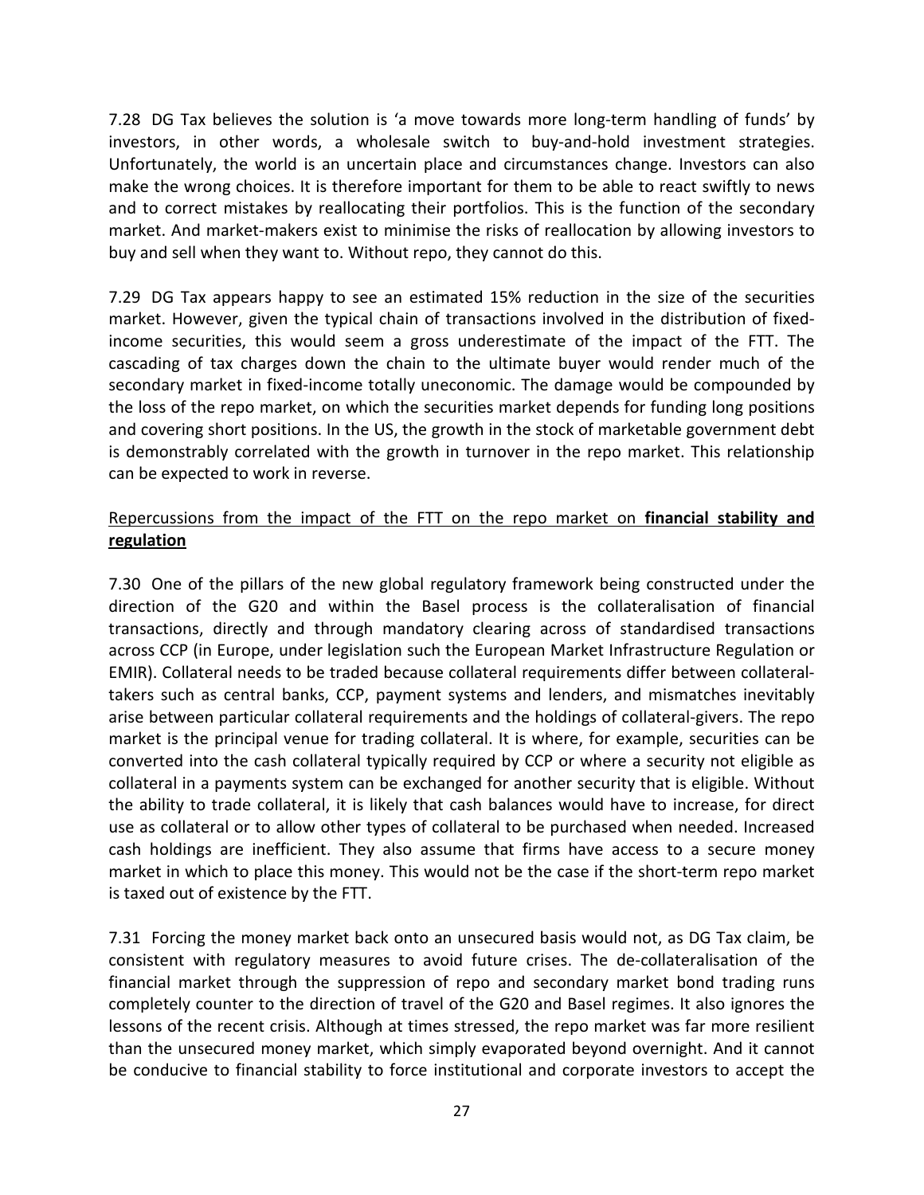7.28 DG Tax believes the solution is 'a move towards more long-term handling of funds' by investors, in other words, a wholesale switch to buy-and-hold investment strategies. Unfortunately, the world is an uncertain place and circumstances change. Investors can also make the wrong choices. It is therefore important for them to be able to react swiftly to news and to correct mistakes by reallocating their portfolios. This is the function of the secondary market. And market-makers exist to minimise the risks of reallocation by allowing investors to buy and sell when they want to. Without repo, they cannot do this.

7.29 DG Tax appears happy to see an estimated 15% reduction in the size of the securities market. However, given the typical chain of transactions involved in the distribution of fixed-income securities, this would seem a gross underestimate of the impact of the FTT. The cascading of tax charges down the chain to the ultimate buyer would render much of the secondary market in fixed-income totally uneconomic. The damage would be compounded by the loss of the repo market, on which the securities market depends for funding long positions and covering short positions. In the US, the growth in the stock of marketable government debt is demonstrably correlated with the growth in turnover in the repo market. This relationship can be expected to work in reverse.

<u>Repercussions from the impact of the FTT on the repo market on **financial stability and regulation**</u>

7.30 One of the pillars of the new global regulatory framework being constructed under the direction of the G20 and within the Basel process is the collateralisation of financial transactions, directly and through mandatory clearing across of standardised transactions across CCP (in Europe, under legislation such the European Market Infrastructure Regulation or EMIR). Collateral needs to be traded because collateral requirements differ between collateral-takers such as central banks, CCP, payment systems and lenders, and mismatches inevitably arise between particular collateral requirements and the holdings of collateral-givers. The repo market is the principal venue for trading collateral. It is where, for example, securities can be converted into the cash collateral typically required by CCP or where a security not eligible as collateral in a payments system can be exchanged for another security that is eligible. Without the ability to trade collateral, it is likely that cash balances would have to increase, for direct use as collateral or to allow other types of collateral to be purchased when needed. Increased cash holdings are inefficient. They also assume that firms have access to a secure money market in which to place this money. This would not be the case if the short-term repo market is taxed out of existence by the FTT.

7.31 Forcing the money market back onto an unsecured basis would not, as DG Tax claim, be consistent with regulatory measures to avoid future crises. The de-collateralisation of the financial market through the suppression of repo and secondary market bond trading runs completely counter to the direction of travel of the G20 and Basel regimes. It also ignores the lessons of the recent crisis. Although at times stressed, the repo market was far more resilient than the unsecured money market, which simply evaporated beyond overnight. And it cannot be conducive to financial stability to force institutional and corporate investors to accept the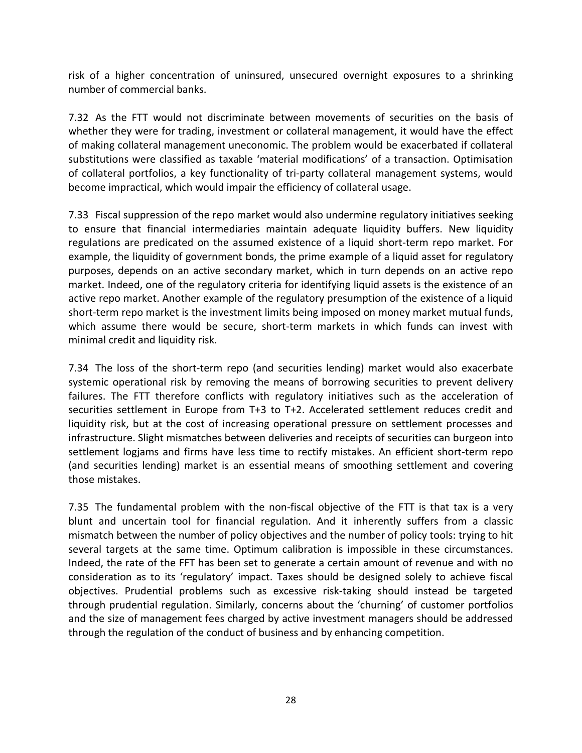risk of a higher concentration of uninsured, unsecured overnight exposures to a shrinking number of commercial banks.

7.32 As the FTT would not discriminate between movements of securities on the basis of whether they were for trading, investment or collateral management, it would have the effect of making collateral management uneconomic. The problem would be exacerbated if collateral substitutions were classified as taxable 'material modifications' of a transaction. Optimisation of collateral portfolios, a key functionality of tri-party collateral management systems, would become impractical, which would impair the efficiency of collateral usage.

7.33 Fiscal suppression of the repo market would also undermine regulatory initiatives seeking to ensure that financial intermediaries maintain adequate liquidity buffers. New liquidity regulations are predicated on the assumed existence of a liquid short-term repo market. For example, the liquidity of government bonds, the prime example of a liquid asset for regulatory purposes, depends on an active secondary market, which in turn depends on an active repo market. Indeed, one of the regulatory criteria for identifying liquid assets is the existence of an active repo market. Another example of the regulatory presumption of the existence of a liquid short-term repo market is the investment limits being imposed on money market mutual funds, which assume there would be secure, short-term markets in which funds can invest with minimal credit and liquidity risk.

7.34 The loss of the short-term repo (and securities lending) market would also exacerbate systemic operational risk by removing the means of borrowing securities to prevent delivery failures. The FTT therefore conflicts with regulatory initiatives such as the acceleration of securities settlement in Europe from T+3 to T+2. Accelerated settlement reduces credit and liquidity risk, but at the cost of increasing operational pressure on settlement processes and infrastructure. Slight mismatches between deliveries and receipts of securities can burgeon into settlement logjams and firms have less time to rectify mistakes. An efficient short-term repo (and securities lending) market is an essential means of smoothing settlement and covering those mistakes.

7.35 The fundamental problem with the non-fiscal objective of the FTT is that tax is a very blunt and uncertain tool for financial regulation. And it inherently suffers from a classic mismatch between the number of policy objectives and the number of policy tools: trying to hit several targets at the same time. Optimum calibration is impossible in these circumstances. Indeed, the rate of the FFT has been set to generate a certain amount of revenue and with no consideration as to its 'regulatory' impact. Taxes should be designed solely to achieve fiscal objectives. Prudential problems such as excessive risk-taking should instead be targeted through prudential regulation. Similarly, concerns about the 'churning' of customer portfolios and the size of management fees charged by active investment managers should be addressed through the regulation of the conduct of business and by enhancing competition.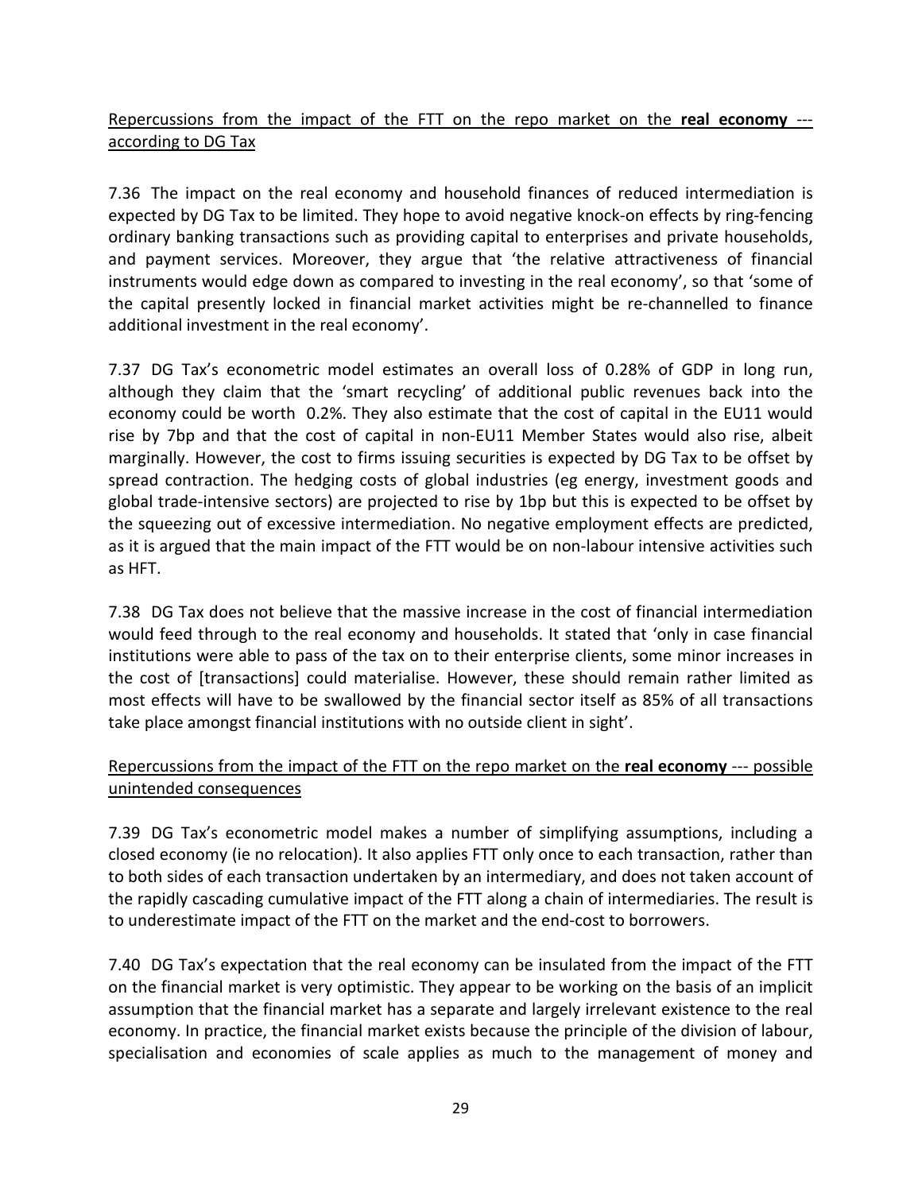Repercussions from the impact of the FTT on the repo market on the **real economy** --- according to DG Tax

7.36 The impact on the real economy and household finances of reduced intermediation is expected by DG Tax to be limited. They hope to avoid negative knock-on effects by ring-fencing ordinary banking transactions such as providing capital to enterprises and private households, and payment services. Moreover, they argue that 'the relative attractiveness of financial instruments would edge down as compared to investing in the real economy', so that 'some of the capital presently locked in financial market activities might be re-channelled to finance additional investment in the real economy'.

7.37 DG Tax's econometric model estimates an overall loss of 0.28% of GDP in long run, although they claim that the 'smart recycling' of additional public revenues back into the economy could be worth 0.2%. They also estimate that the cost of capital in the EU11 would rise by 7bp and that the cost of capital in non-EU11 Member States would also rise, albeit marginally. However, the cost to firms issuing securities is expected by DG Tax to be offset by spread contraction. The hedging costs of global industries (eg energy, investment goods and global trade-intensive sectors) are projected to rise by 1bp but this is expected to be offset by the squeezing out of excessive intermediation. No negative employment effects are predicted, as it is argued that the main impact of the FTT would be on non-labour intensive activities such as HFT.

7.38 DG Tax does not believe that the massive increase in the cost of financial intermediation would feed through to the real economy and households. It stated that 'only in case financial institutions were able to pass of the tax on to their enterprise clients, some minor increases in the cost of [transactions] could materialise. However, these should remain rather limited as most effects will have to be swallowed by the financial sector itself as 85% of all transactions take place amongst financial institutions with no outside client in sight'.

Repercussions from the impact of the FTT on the repo market on the **real economy** --- possible unintended consequences

7.39 DG Tax's econometric model makes a number of simplifying assumptions, including a closed economy (ie no relocation). It also applies FTT only once to each transaction, rather than to both sides of each transaction undertaken by an intermediary, and does not taken account of the rapidly cascading cumulative impact of the FTT along a chain of intermediaries. The result is to underestimate impact of the FTT on the market and the end-cost to borrowers.

7.40 DG Tax's expectation that the real economy can be insulated from the impact of the FTT on the financial market is very optimistic. They appear to be working on the basis of an implicit assumption that the financial market has a separate and largely irrelevant existence to the real economy. In practice, the financial market exists because the principle of the division of labour, specialisation and economies of scale applies as much to the management of money and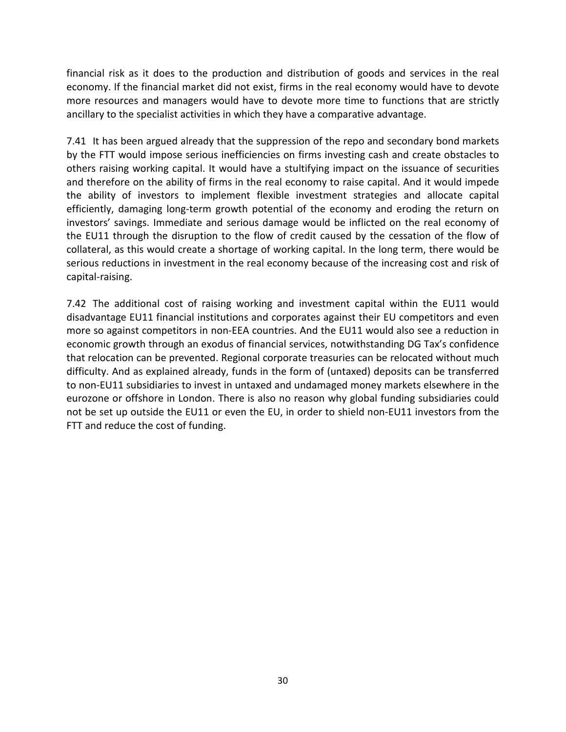financial risk as it does to the production and distribution of goods and services in the real economy. If the financial market did not exist, firms in the real economy would have to devote more resources and managers would have to devote more time to functions that are strictly ancillary to the specialist activities in which they have a comparative advantage.

7.41 It has been argued already that the suppression of the repo and secondary bond markets by the FTT would impose serious inefficiencies on firms investing cash and create obstacles to others raising working capital. It would have a stultifying impact on the issuance of securities and therefore on the ability of firms in the real economy to raise capital. And it would impede the ability of investors to implement flexible investment strategies and allocate capital efficiently, damaging long-term growth potential of the economy and eroding the return on investors' savings. Immediate and serious damage would be inflicted on the real economy of the EU11 through the disruption to the flow of credit caused by the cessation of the flow of collateral, as this would create a shortage of working capital. In the long term, there would be serious reductions in investment in the real economy because of the increasing cost and risk of capital-raising.

7.42 The additional cost of raising working and investment capital within the EU11 would disadvantage EU11 financial institutions and corporates against their EU competitors and even more so against competitors in non-EEA countries. And the EU11 would also see a reduction in economic growth through an exodus of financial services, notwithstanding DG Tax's confidence that relocation can be prevented. Regional corporate treasuries can be relocated without much difficulty. And as explained already, funds in the form of (untaxed) deposits can be transferred to non-EU11 subsidiaries to invest in untaxed and undamaged money markets elsewhere in the eurozone or offshore in London. There is also no reason why global funding subsidiaries could not be set up outside the EU11 or even the EU, in order to shield non-EU11 investors from the FTT and reduce the cost of funding.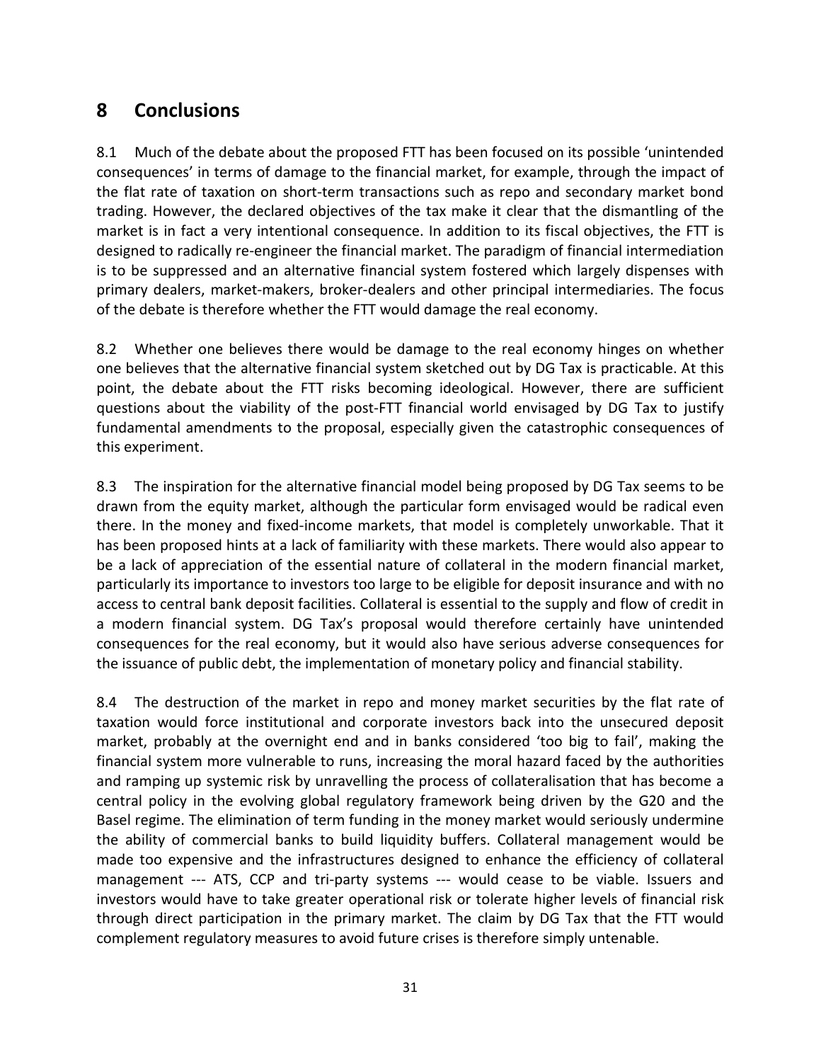## 8 Conclusions

8.1 Much of the debate about the proposed FTT has been focused on its possible 'unintended consequences' in terms of damage to the financial market, for example, through the impact of the flat rate of taxation on short-term transactions such as repo and secondary market bond trading. However, the declared objectives of the tax make it clear that the dismantling of the market is in fact a very intentional consequence. In addition to its fiscal objectives, the FTT is designed to radically re-engineer the financial market. The paradigm of financial intermediation is to be suppressed and an alternative financial system fostered which largely dispenses with primary dealers, market-makers, broker-dealers and other principal intermediaries. The focus of the debate is therefore whether the FTT would damage the real economy.

8.2 Whether one believes there would be damage to the real economy hinges on whether one believes that the alternative financial system sketched out by DG Tax is practicable. At this point, the debate about the FTT risks becoming ideological. However, there are sufficient questions about the viability of the post-FTT financial world envisaged by DG Tax to justify fundamental amendments to the proposal, especially given the catastrophic consequences of this experiment.

8.3 The inspiration for the alternative financial model being proposed by DG Tax seems to be drawn from the equity market, although the particular form envisaged would be radical even there. In the money and fixed-income markets, that model is completely unworkable. That it has been proposed hints at a lack of familiarity with these markets. There would also appear to be a lack of appreciation of the essential nature of collateral in the modern financial market, particularly its importance to investors too large to be eligible for deposit insurance and with no access to central bank deposit facilities. Collateral is essential to the supply and flow of credit in a modern financial system. DG Tax's proposal would therefore certainly have unintended consequences for the real economy, but it would also have serious adverse consequences for the issuance of public debt, the implementation of monetary policy and financial stability.

8.4 The destruction of the market in repo and money market securities by the flat rate of taxation would force institutional and corporate investors back into the unsecured deposit market, probably at the overnight end and in banks considered 'too big to fail', making the financial system more vulnerable to runs, increasing the moral hazard faced by the authorities and ramping up systemic risk by unravelling the process of collateralisation that has become a central policy in the evolving global regulatory framework being driven by the G20 and the Basel regime. The elimination of term funding in the money market would seriously undermine the ability of commercial banks to build liquidity buffers. Collateral management would be made too expensive and the infrastructures designed to enhance the efficiency of collateral management --- ATS, CCP and tri-party systems --- would cease to be viable. Issuers and investors would have to take greater operational risk or tolerate higher levels of financial risk through direct participation in the primary market. The claim by DG Tax that the FTT would complement regulatory measures to avoid future crises is therefore simply untenable.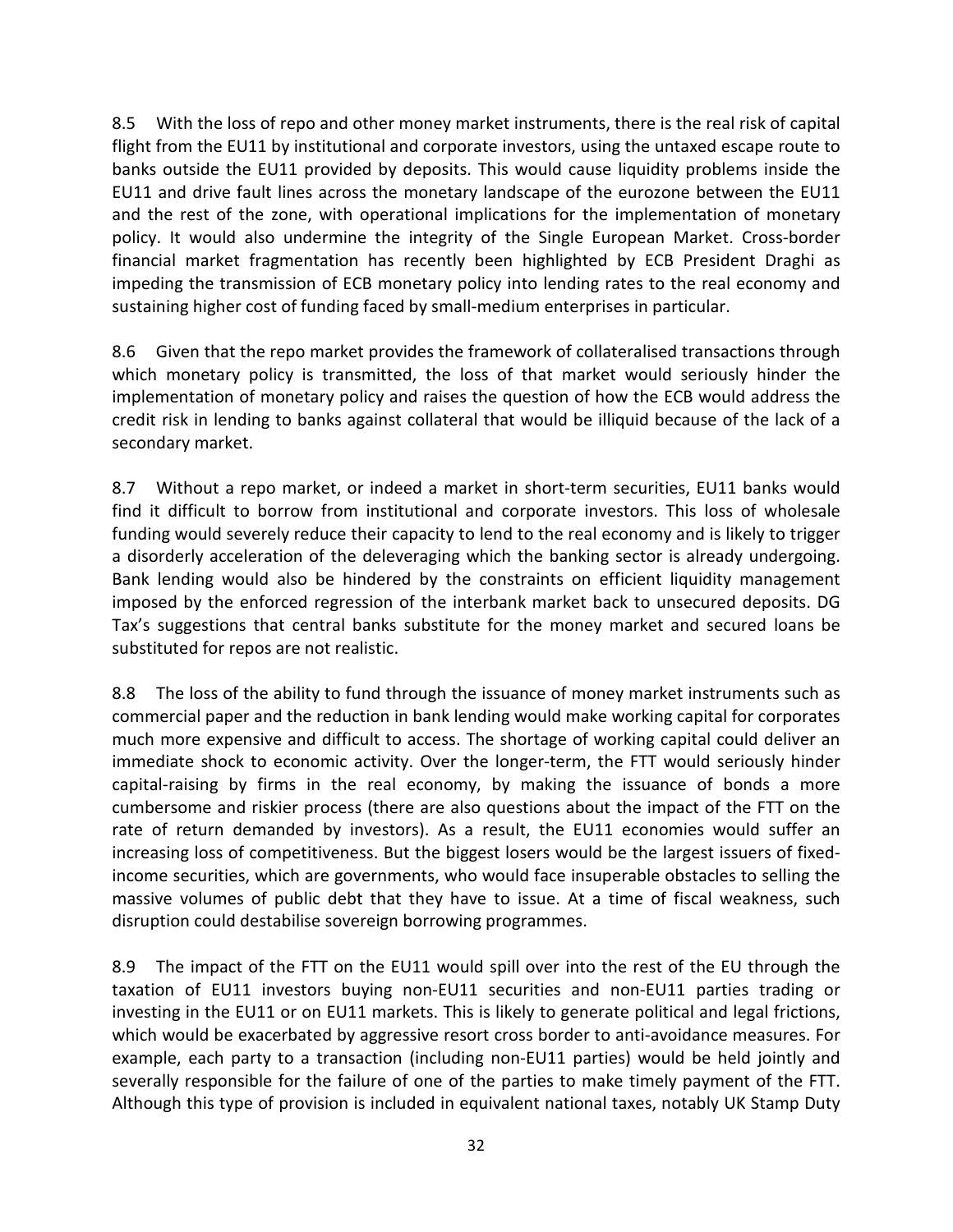8.5 With the loss of repo and other money market instruments, there is the real risk of capital flight from the EU11 by institutional and corporate investors, using the untaxed escape route to banks outside the EU11 provided by deposits. This would cause liquidity problems inside the EU11 and drive fault lines across the monetary landscape of the eurozone between the EU11 and the rest of the zone, with operational implications for the implementation of monetary policy. It would also undermine the integrity of the Single European Market. Cross-border financial market fragmentation has recently been highlighted by ECB President Draghi as impeding the transmission of ECB monetary policy into lending rates to the real economy and sustaining higher cost of funding faced by small-medium enterprises in particular.

8.6 Given that the repo market provides the framework of collateralised transactions through which monetary policy is transmitted, the loss of that market would seriously hinder the implementation of monetary policy and raises the question of how the ECB would address the credit risk in lending to banks against collateral that would be illiquid because of the lack of a secondary market.

8.7 Without a repo market, or indeed a market in short-term securities, EU11 banks would find it difficult to borrow from institutional and corporate investors. This loss of wholesale funding would severely reduce their capacity to lend to the real economy and is likely to trigger a disorderly acceleration of the deleveraging which the banking sector is already undergoing. Bank lending would also be hindered by the constraints on efficient liquidity management imposed by the enforced regression of the interbank market back to unsecured deposits. DG Tax's suggestions that central banks substitute for the money market and secured loans be substituted for repos are not realistic.

8.8 The loss of the ability to fund through the issuance of money market instruments such as commercial paper and the reduction in bank lending would make working capital for corporates much more expensive and difficult to access. The shortage of working capital could deliver an immediate shock to economic activity. Over the longer-term, the FTT would seriously hinder capital-raising by firms in the real economy, by making the issuance of bonds a more cumbersome and riskier process (there are also questions about the impact of the FTT on the rate of return demanded by investors). As a result, the EU11 economies would suffer an increasing loss of competitiveness. But the biggest losers would be the largest issuers of fixed-income securities, which are governments, who would face insuperable obstacles to selling the massive volumes of public debt that they have to issue. At a time of fiscal weakness, such disruption could destabilise sovereign borrowing programmes.

8.9 The impact of the FTT on the EU11 would spill over into the rest of the EU through the taxation of EU11 investors buying non-EU11 securities and non-EU11 parties trading or investing in the EU11 or on EU11 markets. This is likely to generate political and legal frictions, which would be exacerbated by aggressive resort cross border to anti-avoidance measures. For example, each party to a transaction (including non-EU11 parties) would be held jointly and severally responsible for the failure of one of the parties to make timely payment of the FTT. Although this type of provision is included in equivalent national taxes, notably UK Stamp Duty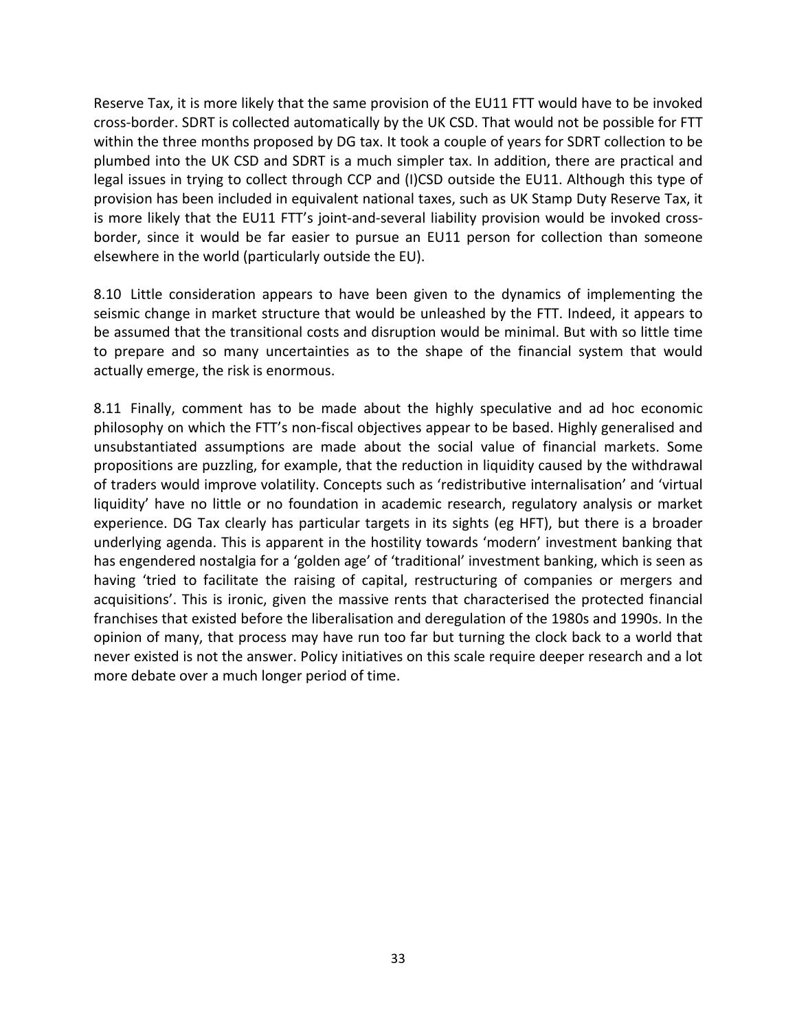Reserve Tax, it is more likely that the same provision of the EU11 FTT would have to be invoked cross-border. SDRT is collected automatically by the UK CSD. That would not be possible for FTT within the three months proposed by DG tax. It took a couple of years for SDRT collection to be plumbed into the UK CSD and SDRT is a much simpler tax. In addition, there are practical and legal issues in trying to collect through CCP and (I)CSD outside the EU11. Although this type of provision has been included in equivalent national taxes, such as UK Stamp Duty Reserve Tax, it is more likely that the EU11 FTT's joint-and-several liability provision would be invoked cross-border, since it would be far easier to pursue an EU11 person for collection than someone elsewhere in the world (particularly outside the EU).

8.10 Little consideration appears to have been given to the dynamics of implementing the seismic change in market structure that would be unleashed by the FTT. Indeed, it appears to be assumed that the transitional costs and disruption would be minimal. But with so little time to prepare and so many uncertainties as to the shape of the financial system that would actually emerge, the risk is enormous.

8.11 Finally, comment has to be made about the highly speculative and ad hoc economic philosophy on which the FTT's non-fiscal objectives appear to be based. Highly generalised and unsubstantiated assumptions are made about the social value of financial markets. Some propositions are puzzling, for example, that the reduction in liquidity caused by the withdrawal of traders would improve volatility. Concepts such as 'redistributive internalisation' and 'virtual liquidity' have no little or no foundation in academic research, regulatory analysis or market experience. DG Tax clearly has particular targets in its sights (eg HFT), but there is a broader underlying agenda. This is apparent in the hostility towards 'modern' investment banking that has engendered nostalgia for a 'golden age' of 'traditional' investment banking, which is seen as having 'tried to facilitate the raising of capital, restructuring of companies or mergers and acquisitions'. This is ironic, given the massive rents that characterised the protected financial franchises that existed before the liberalisation and deregulation of the 1980s and 1990s. In the opinion of many, that process may have run too far but turning the clock back to a world that never existed is not the answer. Policy initiatives on this scale require deeper research and a lot more debate over a much longer period of time.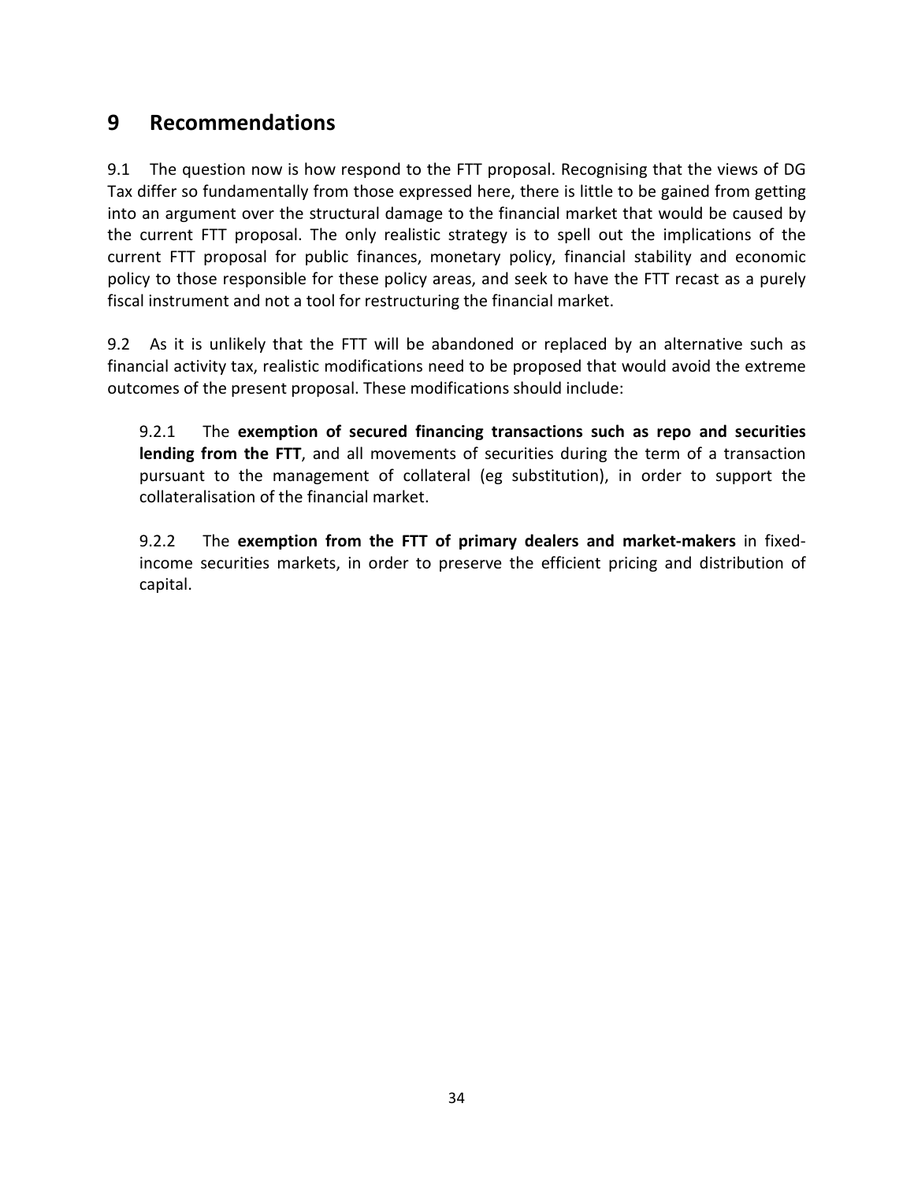## 9 Recommendations

9.1 The question now is how respond to the FTT proposal. Recognising that the views of DG Tax differ so fundamentally from those expressed here, there is little to be gained from getting into an argument over the structural damage to the financial market that would be caused by the current FTT proposal. The only realistic strategy is to spell out the implications of the current FTT proposal for public finances, monetary policy, financial stability and economic policy to those responsible for these policy areas, and seek to have the FTT recast as a purely fiscal instrument and not a tool for restructuring the financial market.

9.2 As it is unlikely that the FTT will be abandoned or replaced by an alternative such as financial activity tax, realistic modifications need to be proposed that would avoid the extreme outcomes of the present proposal. These modifications should include:

> 9.2.1 The **exemption of secured financing transactions such as repo and securities lending from the FTT**, and all movements of securities during the term of a transaction pursuant to the management of collateral (eg substitution), in order to support the collateralisation of the financial market.
>
> 9.2.2 The **exemption from the FTT of primary dealers and market-makers** in fixed-income securities markets, in order to preserve the efficient pricing and distribution of capital.